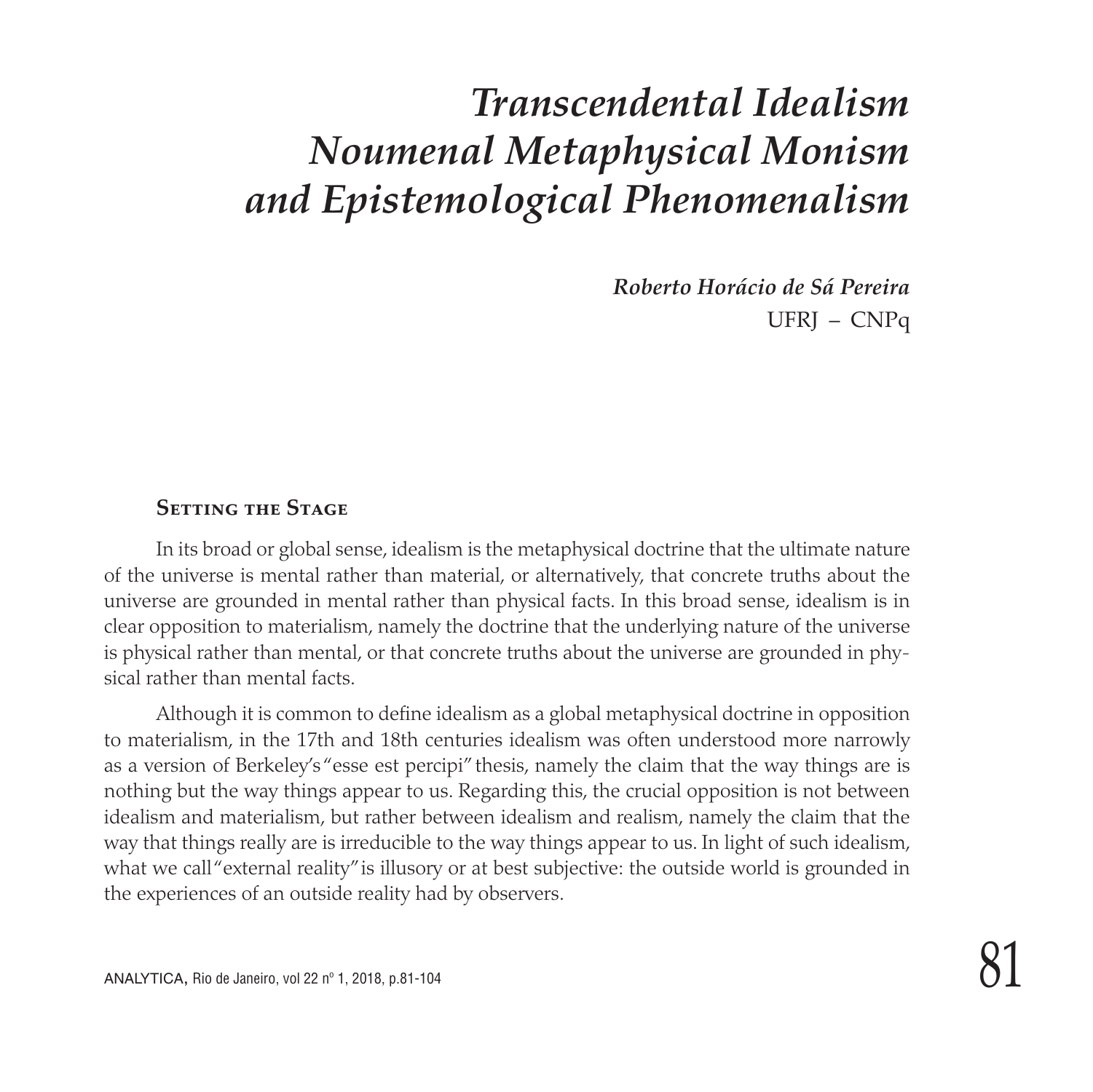# *Transcendental Idealism Noumenal Metaphysical Monism and Epistemological Phenomenalism*

***Roberto Horácio de Sá Pereira***
UFRJ – CNPq

## Setting the Stage

In its broad or global sense, idealism is the metaphysical doctrine that the ultimate nature of the universe is mental rather than material, or alternatively, that concrete truths about the universe are grounded in mental rather than physical facts. In this broad sense, idealism is in clear opposition to materialism, namely the doctrine that the underlying nature of the universe is physical rather than mental, or that concrete truths about the universe are grounded in physical rather than mental facts.

Although it is common to define idealism as a global metaphysical doctrine in opposition to materialism, in the 17th and 18th centuries idealism was often understood more narrowly as a version of Berkeley's "esse est percipi" thesis, namely the claim that the way things are is nothing but the way things appear to us. Regarding this, the crucial opposition is not between idealism and materialism, but rather between idealism and realism, namely the claim that the way that things really are is irreducible to the way things appear to us. In light of such idealism, what we call "external reality" is illusory or at best subjective: the outside world is grounded in the experiences of an outside reality had by observers.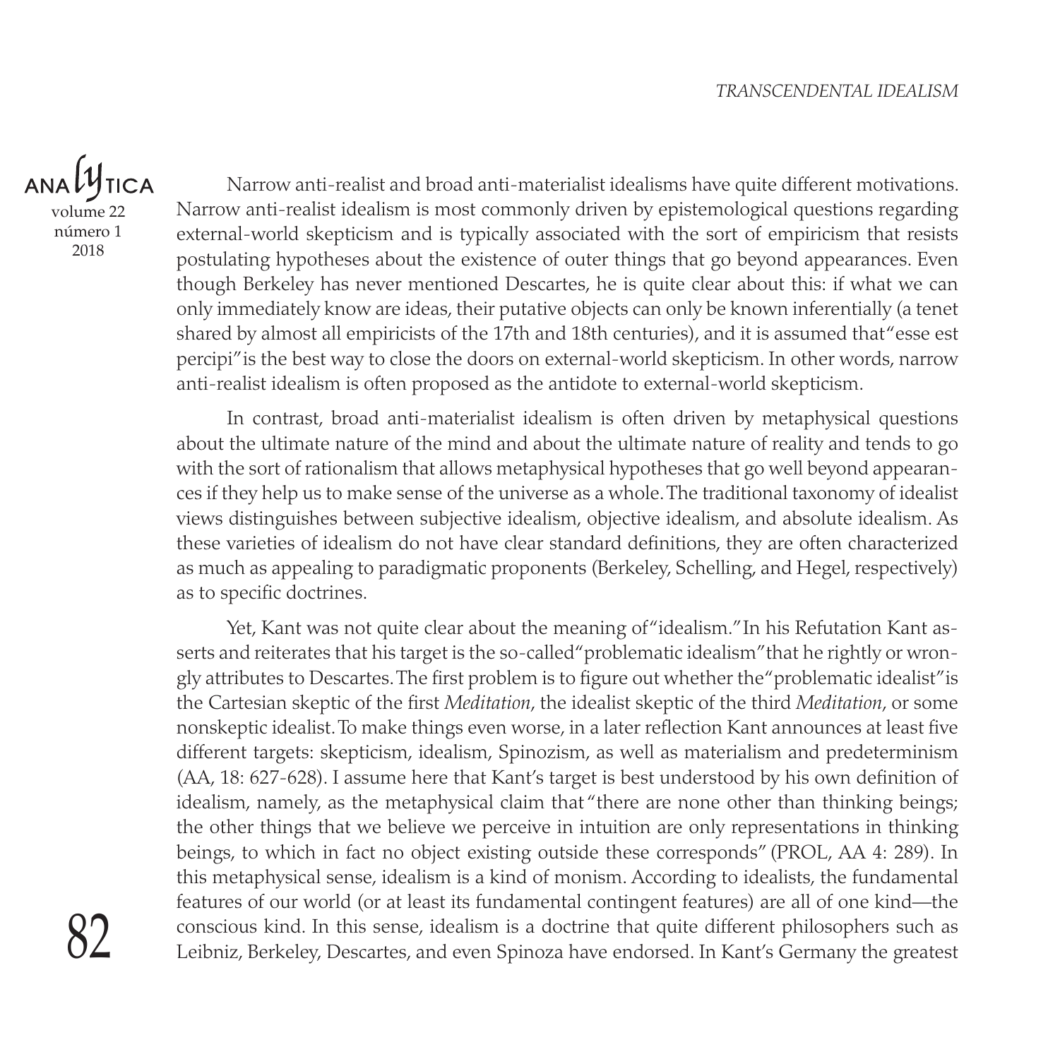Narrow anti-realist and broad anti-materialist idealisms have quite different motivations. Narrow anti-realist idealism is most commonly driven by epistemological questions regarding external-world skepticism and is typically associated with the sort of empiricism that resists postulating hypotheses about the existence of outer things that go beyond appearances. Even though Berkeley has never mentioned Descartes, he is quite clear about this: if what we can only immediately know are ideas, their putative objects can only be known inferentially (a tenet shared by almost all empiricists of the 17th and 18th centuries), and it is assumed that "esse est percipi" is the best way to close the doors on external-world skepticism. In other words, narrow anti-realist idealism is often proposed as the antidote to external-world skepticism.

In contrast, broad anti-materialist idealism is often driven by metaphysical questions about the ultimate nature of the mind and about the ultimate nature of reality and tends to go with the sort of rationalism that allows metaphysical hypotheses that go well beyond appearances if they help us to make sense of the universe as a whole. The traditional taxonomy of idealist views distinguishes between subjective idealism, objective idealism, and absolute idealism. As these varieties of idealism do not have clear standard definitions, they are often characterized as much as appealing to paradigmatic proponents (Berkeley, Schelling, and Hegel, respectively) as to specific doctrines.

Yet, Kant was not quite clear about the meaning of "idealism." In his Refutation Kant asserts and reiterates that his target is the so-called "problematic idealism" that he rightly or wrongly attributes to Descartes. The first problem is to figure out whether the "problematic idealist" is the Cartesian skeptic of the first *Meditation*, the idealist skeptic of the third *Meditation*, or some nonskeptic idealist. To make things even worse, in a later reflection Kant announces at least five different targets: skepticism, idealism, Spinozism, as well as materialism and predeterminism (AA, 18: 627-628). I assume here that Kant's target is best understood by his own definition of idealism, namely, as the metaphysical claim that "there are none other than thinking beings; the other things that we believe we perceive in intuition are only representations in thinking beings, to which in fact no object existing outside these corresponds" (PROL, AA 4: 289). In this metaphysical sense, idealism is a kind of monism. According to idealists, the fundamental features of our world (or at least its fundamental contingent features) are all of one kind—the conscious kind. In this sense, idealism is a doctrine that quite different philosophers such as Leibniz, Berkeley, Descartes, and even Spinoza have endorsed. In Kant's Germany the greatest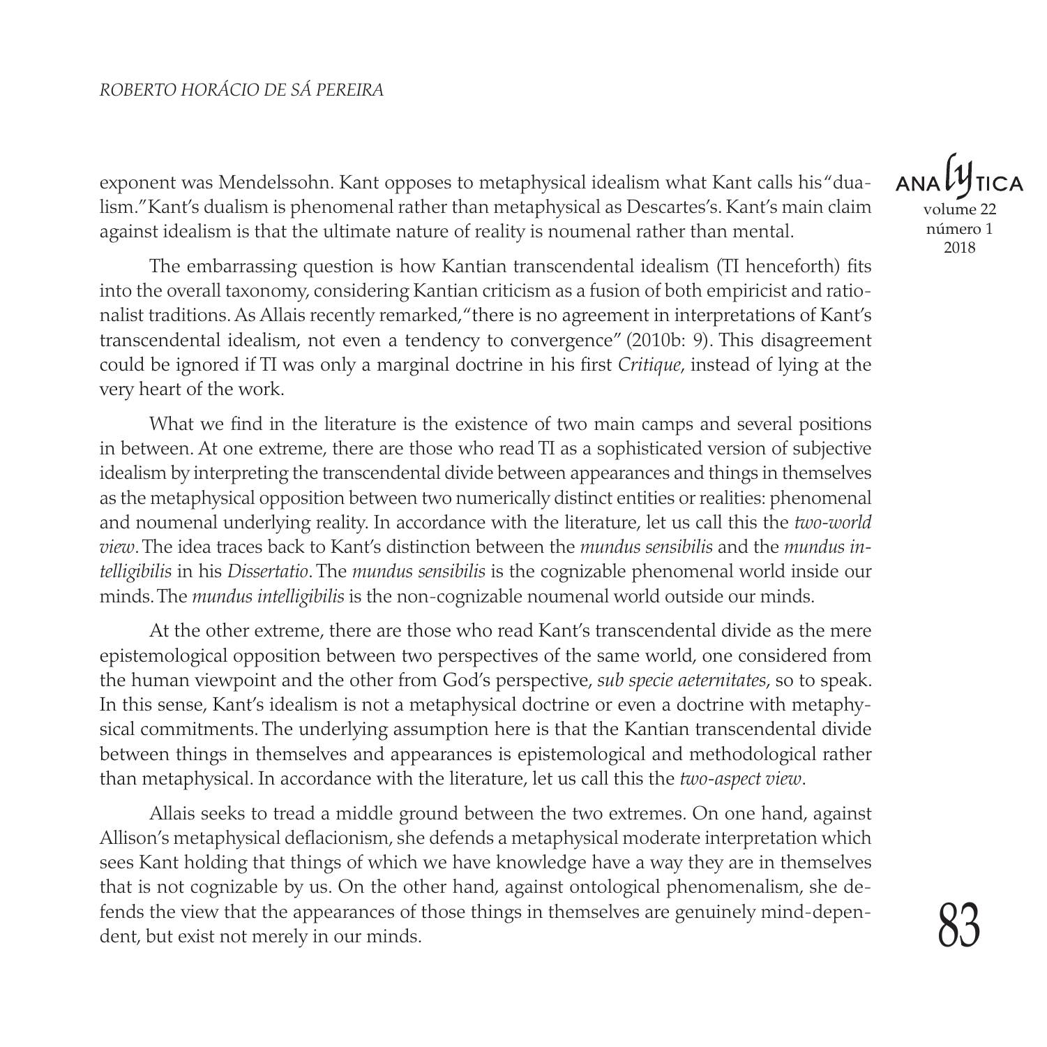exponent was Mendelssohn. Kant opposes to metaphysical idealism what Kant calls his "dualism." Kant's dualism is phenomenal rather than metaphysical as Descartes's. Kant's main claim against idealism is that the ultimate nature of reality is noumenal rather than mental.

The embarrassing question is how Kantian transcendental idealism (TI henceforth) fits into the overall taxonomy, considering Kantian criticism as a fusion of both empiricist and rationalist traditions. As Allais recently remarked, "there is no agreement in interpretations of Kant's transcendental idealism, not even a tendency to convergence" (2010b: 9). This disagreement could be ignored if TI was only a marginal doctrine in his first *Critique*, instead of lying at the very heart of the work.

What we find in the literature is the existence of two main camps and several positions in between. At one extreme, there are those who read TI as a sophisticated version of subjective idealism by interpreting the transcendental divide between appearances and things in themselves as the metaphysical opposition between two numerically distinct entities or realities: phenomenal and noumenal underlying reality. In accordance with the literature, let us call this the *two-world view*. The idea traces back to Kant's distinction between the *mundus sensibilis* and the *mundus intelligibilis* in his *Dissertatio*. The *mundus sensibilis* is the cognizable phenomenal world inside our minds. The *mundus intelligibilis* is the non-cognizable noumenal world outside our minds.

At the other extreme, there are those who read Kant's transcendental divide as the mere epistemological opposition between two perspectives of the same world, one considered from the human viewpoint and the other from God's perspective, *sub specie aeternitates*, so to speak. In this sense, Kant's idealism is not a metaphysical doctrine or even a doctrine with metaphysical commitments. The underlying assumption here is that the Kantian transcendental divide between things in themselves and appearances is epistemological and methodological rather than metaphysical. In accordance with the literature, let us call this the *two-aspect view*.

Allais seeks to tread a middle ground between the two extremes. On one hand, against Allison's metaphysical deflacionism, she defends a metaphysical moderate interpretation which sees Kant holding that things of which we have knowledge have a way they are in themselves that is not cognizable by us. On the other hand, against ontological phenomenalism, she defends the view that the appearances of those things in themselves are genuinely mind-dependent, but exist not merely in our minds.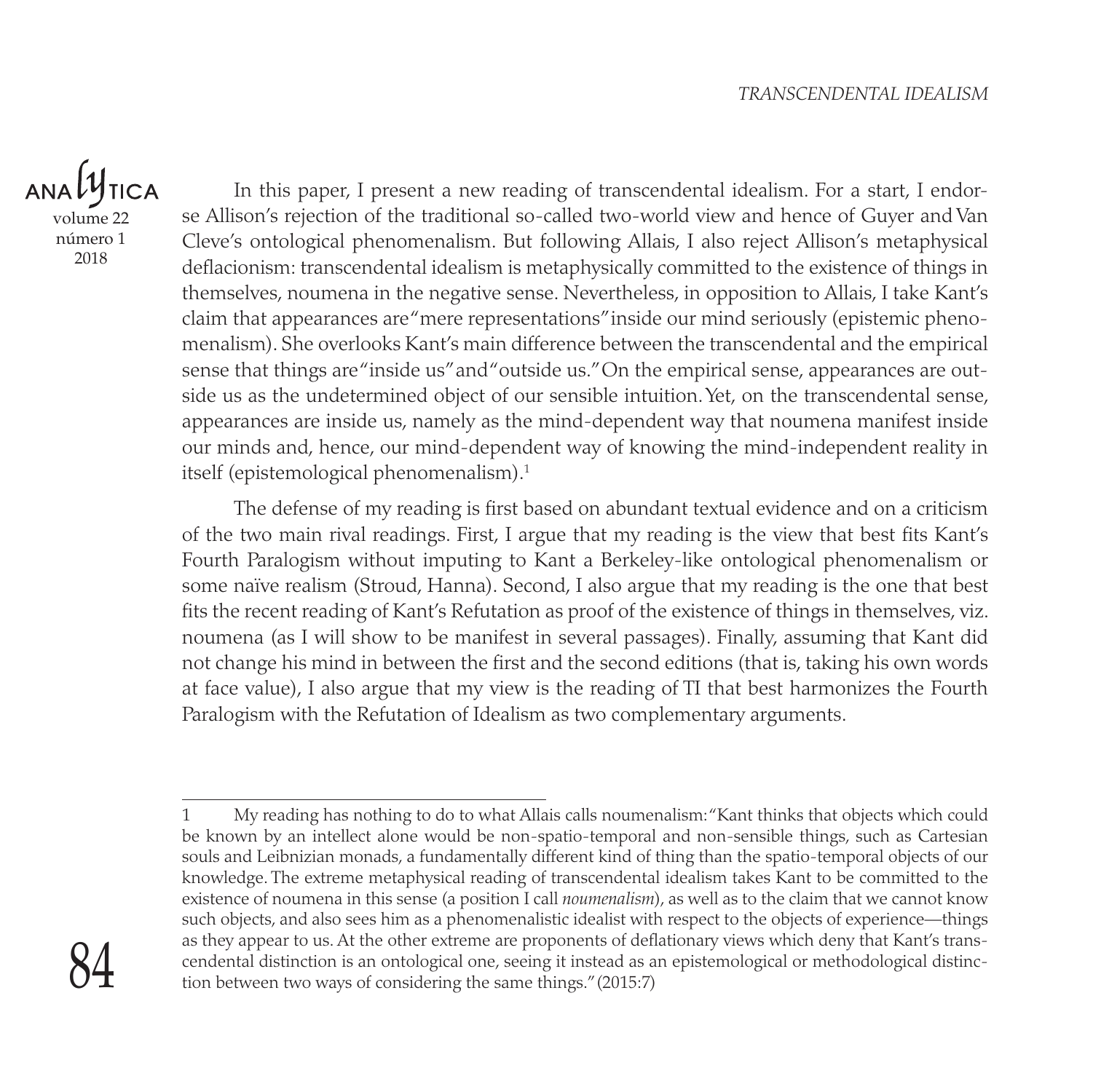In this paper, I present a new reading of transcendental idealism. For a start, I endorse Allison's rejection of the traditional so-called two-world view and hence of Guyer and Van Cleve's ontological phenomenalism. But following Allais, I also reject Allison's metaphysical deflacionism: transcendental idealism is metaphysically committed to the existence of things in themselves, noumena in the negative sense. Nevertheless, in opposition to Allais, I take Kant's claim that appearances are "mere representations" inside our mind seriously (epistemic phenomenalism). She overlooks Kant's main difference between the transcendental and the empirical sense that things are "inside us" and "outside us." On the empirical sense, appearances are outside us as the undetermined object of our sensible intuition. Yet, on the transcendental sense, appearances are inside us, namely as the mind-dependent way that noumena manifest inside our minds and, hence, our mind-dependent way of knowing the mind-independent reality in itself (epistemological phenomenalism).[1]

The defense of my reading is first based on abundant textual evidence and on a criticism of the two main rival readings. First, I argue that my reading is the view that best fits Kant's Fourth Paralogism without imputing to Kant a Berkeley-like ontological phenomenalism or some naïve realism (Stroud, Hanna). Second, I also argue that my reading is the one that best fits the recent reading of Kant's Refutation as proof of the existence of things in themselves, viz. noumena (as I will show to be manifest in several passages). Finally, assuming that Kant did not change his mind in between the first and the second editions (that is, taking his own words at face value), I also argue that my view is the reading of TI that best harmonizes the Fourth Paralogism with the Refutation of Idealism as two complementary arguments.

---

1 My reading has nothing to do to what Allais calls noumenalism: "Kant thinks that objects which could be known by an intellect alone would be non-spatio-temporal and non-sensible things, such as Cartesian souls and Leibnizian monads, a fundamentally different kind of thing than the spatio-temporal objects of our knowledge. The extreme metaphysical reading of transcendental idealism takes Kant to be committed to the existence of noumena in this sense (a position I call *noumenalism*), as well as to the claim that we cannot know such objects, and also sees him as a phenomenalistic idealist with respect to the objects of experience—things as they appear to us. At the other extreme are proponents of deflationary views which deny that Kant's transcendental distinction is an ontological one, seeing it instead as an epistemological or methodological distinction between two ways of considering the same things." (2015:7)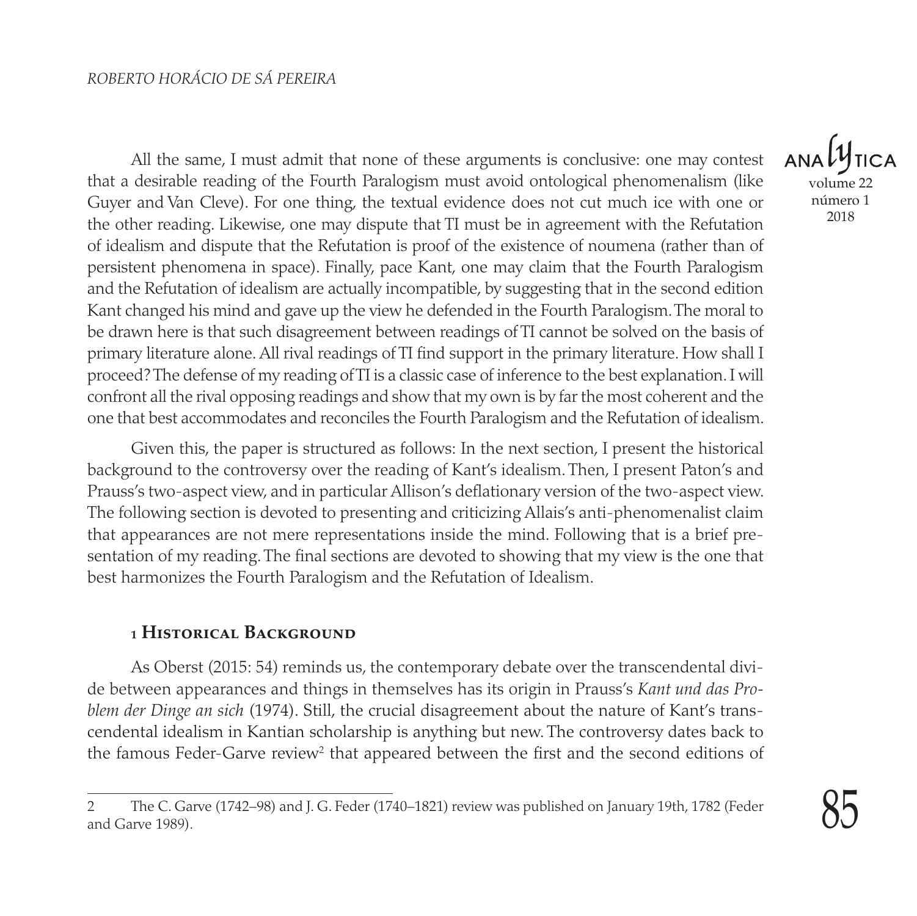All the same, I must admit that none of these arguments is conclusive: one may contest that a desirable reading of the Fourth Paralogism must avoid ontological phenomenalism (like Guyer and Van Cleve). For one thing, the textual evidence does not cut much ice with one or the other reading. Likewise, one may dispute that TI must be in agreement with the Refutation of idealism and dispute that the Refutation is proof of the existence of noumena (rather than of persistent phenomena in space). Finally, pace Kant, one may claim that the Fourth Paralogism and the Refutation of idealism are actually incompatible, by suggesting that in the second edition Kant changed his mind and gave up the view he defended in the Fourth Paralogism. The moral to be drawn here is that such disagreement between readings of TI cannot be solved on the basis of primary literature alone. All rival readings of TI find support in the primary literature. How shall I proceed? The defense of my reading of TI is a classic case of inference to the best explanation. I will confront all the rival opposing readings and show that my own is by far the most coherent and the one that best accommodates and reconciles the Fourth Paralogism and the Refutation of idealism.

Given this, the paper is structured as follows: In the next section, I present the historical background to the controversy over the reading of Kant's idealism. Then, I present Paton's and Prauss's two-aspect view, and in particular Allison's deflationary version of the two-aspect view. The following section is devoted to presenting and criticizing Allais's anti-phenomenalist claim that appearances are not mere representations inside the mind. Following that is a brief presentation of my reading. The final sections are devoted to showing that my view is the one that best harmonizes the Fourth Paralogism and the Refutation of Idealism.

## 1 Historical Background

As Oberst (2015: 54) reminds us, the contemporary debate over the transcendental divide between appearances and things in themselves has its origin in Prauss's *Kant und das Problem der Dinge an sich* (1974). Still, the crucial disagreement about the nature of Kant's transcendental idealism in Kantian scholarship is anything but new. The controversy dates back to the famous Feder-Garve review[2] that appeared between the first and the second editions of

---

2 The C. Garve (1742–98) and J. G. Feder (1740–1821) review was published on January 19th, 1782 (Feder and Garve 1989).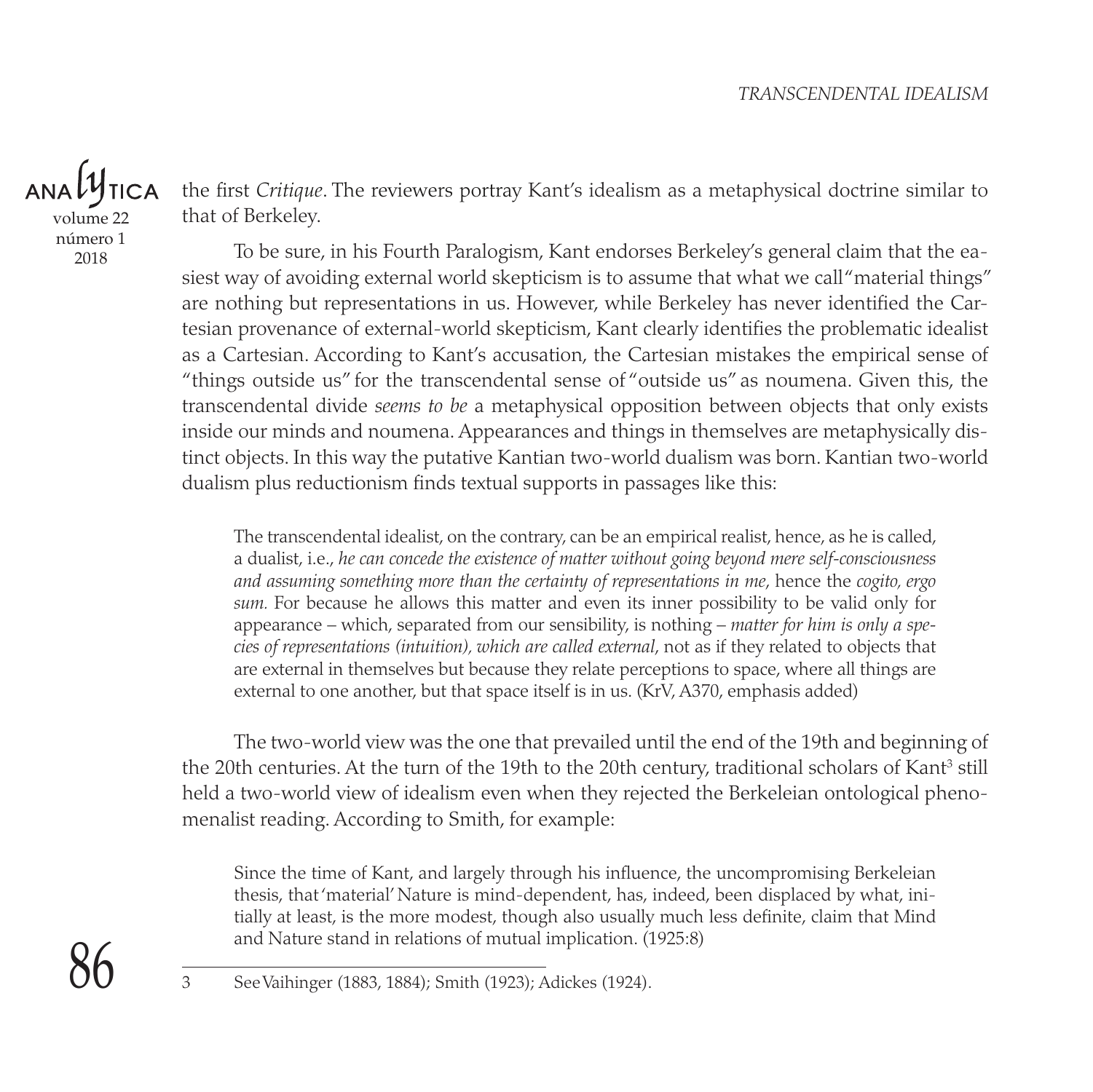the first *Critique*. The reviewers portray Kant's idealism as a metaphysical doctrine similar to that of Berkeley.

To be sure, in his Fourth Paralogism, Kant endorses Berkeley's general claim that the easiest way of avoiding external world skepticism is to assume that what we call "material things" are nothing but representations in us. However, while Berkeley has never identified the Cartesian provenance of external-world skepticism, Kant clearly identifies the problematic idealist as a Cartesian. According to Kant's accusation, the Cartesian mistakes the empirical sense of "things outside us" for the transcendental sense of "outside us" as noumena. Given this, the transcendental divide *seems to be* a metaphysical opposition between objects that only exists inside our minds and noumena. Appearances and things in themselves are metaphysically distinct objects. In this way the putative Kantian two-world dualism was born. Kantian two-world dualism plus reductionism finds textual supports in passages like this:

> The transcendental idealist, on the contrary, can be an empirical realist, hence, as he is called, a dualist, i.e., *he can concede the existence of matter without going beyond mere self-consciousness and assuming something more than the certainty of representations in me*, hence the *cogito, ergo sum.* For because he allows this matter and even its inner possibility to be valid only for appearance – which, separated from our sensibility, is nothing – *matter for him is only a species of representations (intuition), which are called external*, not as if they related to objects that are external in themselves but because they relate perceptions to space, where all things are external to one another, but that space itself is in us. (KrV, A370, emphasis added)

The two-world view was the one that prevailed until the end of the 19th and beginning of the 20th centuries. At the turn of the 19th to the 20th century, traditional scholars of Kant[3] still held a two-world view of idealism even when they rejected the Berkeleian ontological phenomenalist reading. According to Smith, for example:

> Since the time of Kant, and largely through his influence, the uncompromising Berkeleian thesis, that 'material' Nature is mind-dependent, has, indeed, been displaced by what, initially at least, is the more modest, though also usually much less definite, claim that Mind and Nature stand in relations of mutual implication. (1925:8)

---

3 See Vaihinger (1883, 1884); Smith (1923); Adickes (1924).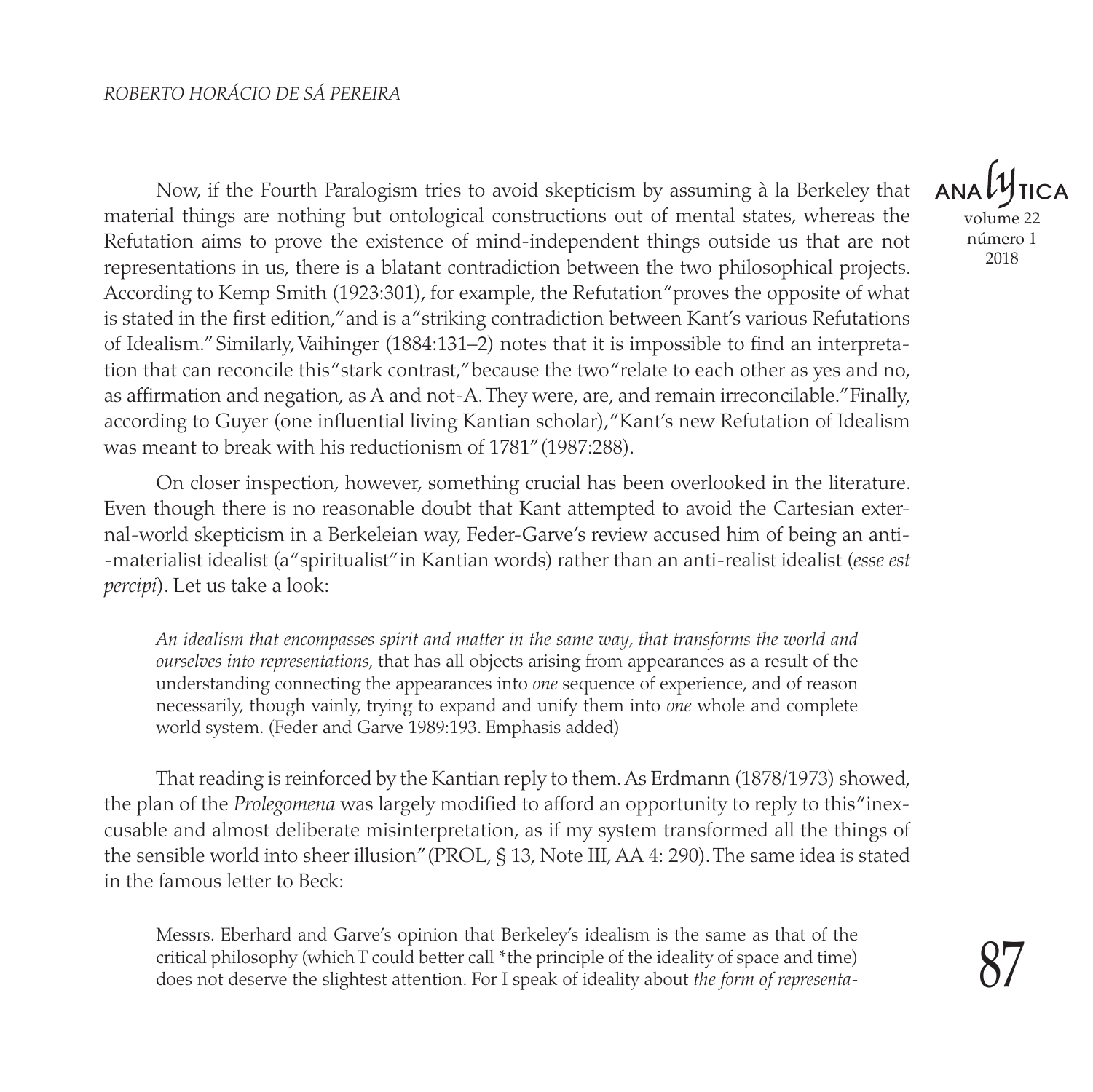Now, if the Fourth Paralogism tries to avoid skepticism by assuming à la Berkeley that material things are nothing but ontological constructions out of mental states, whereas the Refutation aims to prove the existence of mind-independent things outside us that are not representations in us, there is a blatant contradiction between the two philosophical projects. According to Kemp Smith (1923:301), for example, the Refutation "proves the opposite of what is stated in the first edition," and is a "striking contradiction between Kant's various Refutations of Idealism." Similarly, Vaihinger (1884:131–2) notes that it is impossible to find an interpretation that can reconcile this "stark contrast," because the two "relate to each other as yes and no, as affirmation and negation, as A and not-A. They were, are, and remain irreconcilable." Finally, according to Guyer (one influential living Kantian scholar), "Kant's new Refutation of Idealism was meant to break with his reductionism of 1781" (1987:288).

On closer inspection, however, something crucial has been overlooked in the literature. Even though there is no reasonable doubt that Kant attempted to avoid the Cartesian external-world skepticism in a Berkeleian way, Feder-Garve's review accused him of being an anti-materialist idealist (a "spiritualist" in Kantian words) rather than an anti-realist idealist (*esse est percipi*). Let us take a look:

> *An idealism that encompasses spirit and matter in the same way, that transforms the world and ourselves into representations*, that has all objects arising from appearances as a result of the understanding connecting the appearances into *one* sequence of experience, and of reason necessarily, though vainly, trying to expand and unify them into *one* whole and complete world system. (Feder and Garve 1989:193. Emphasis added)

That reading is reinforced by the Kantian reply to them. As Erdmann (1878/1973) showed, the plan of the *Prolegomena* was largely modified to afford an opportunity to reply to this "inexcusable and almost deliberate misinterpretation, as if my system transformed all the things of the sensible world into sheer illusion" (PROL, § 13, Note III, AA 4: 290). The same idea is stated in the famous letter to Beck:

> Messrs. Eberhard and Garve's opinion that Berkeley's idealism is the same as that of the critical philosophy (which I could better call *the principle of the ideality of space and time) does not deserve the slightest attention. For I speak of ideality about *the form of representa-*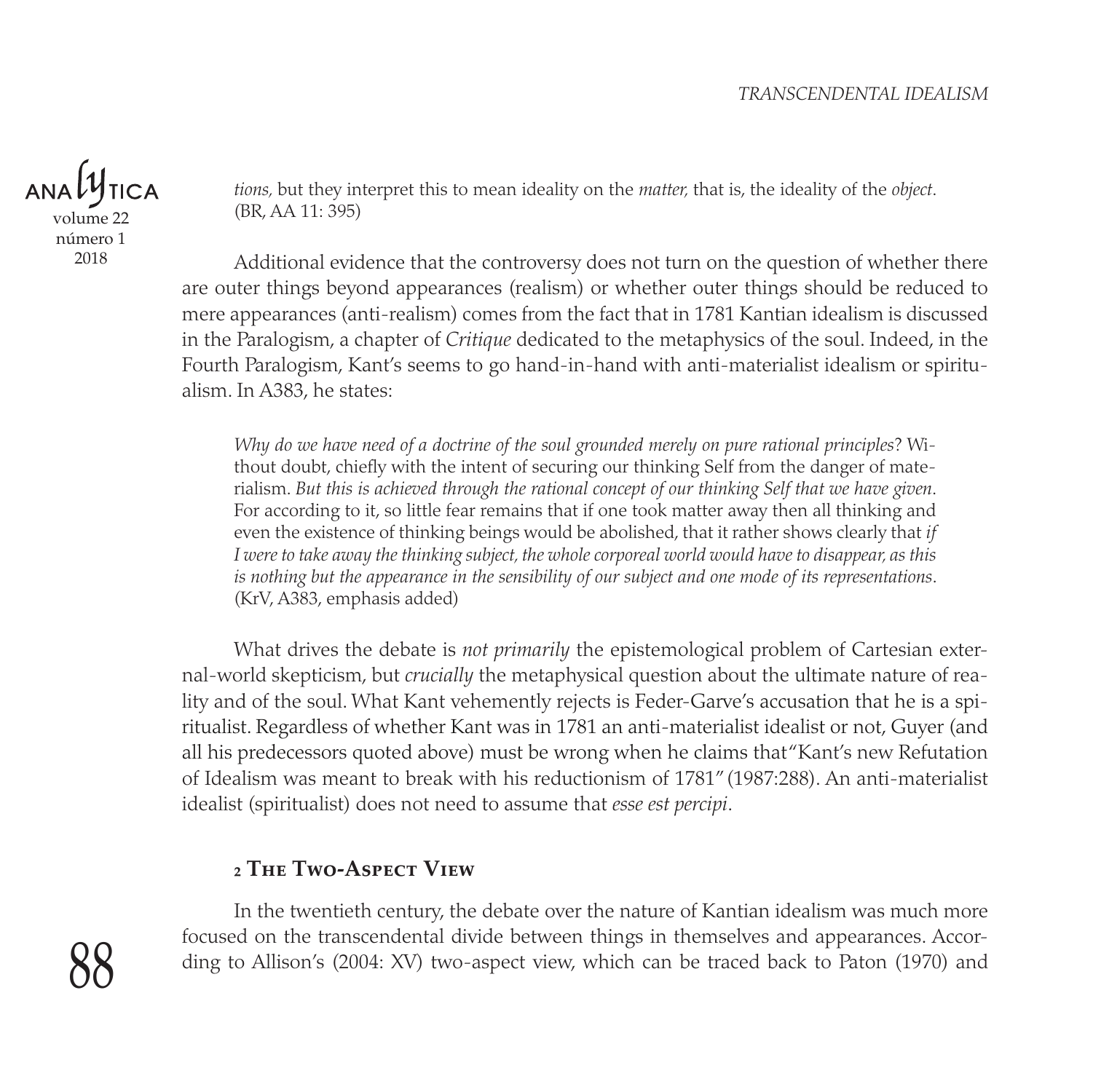> *tions,* but they interpret this to mean ideality on the *matter,* that is, the ideality of the *object*. (BR, AA 11: 395)

Additional evidence that the controversy does not turn on the question of whether there are outer things beyond appearances (realism) or whether outer things should be reduced to mere appearances (anti-realism) comes from the fact that in 1781 Kantian idealism is discussed in the Paralogism, a chapter of *Critique* dedicated to the metaphysics of the soul. Indeed, in the Fourth Paralogism, Kant's seems to go hand-in-hand with anti-materialist idealism or spiritualism. In A383, he states:

> *Why do we have need of a doctrine of the soul grounded merely on pure rational principles*? Without doubt, chiefly with the intent of securing our thinking Self from the danger of materialism. *But this is achieved through the rational concept of our thinking Self that we have given*. For according to it, so little fear remains that if one took matter away then all thinking and even the existence of thinking beings would be abolished, that it rather shows clearly that *if I were to take away the thinking subject, the whole corporeal world would have to disappear, as this is nothing but the appearance in the sensibility of our subject and one mode of its representations*. (KrV, A383, emphasis added)

What drives the debate is *not primarily* the epistemological problem of Cartesian external-world skepticism, but *crucially* the metaphysical question about the ultimate nature of reality and of the soul. What Kant vehemently rejects is Feder-Garve's accusation that he is a spiritualist. Regardless of whether Kant was in 1781 an anti-materialist idealist or not, Guyer (and all his predecessors quoted above) must be wrong when he claims that "Kant's new Refutation of Idealism was meant to break with his reductionism of 1781" (1987:288). An anti-materialist idealist (spiritualist) does not need to assume that *esse est percipi*.

## 2 The Two-Aspect View

In the twentieth century, the debate over the nature of Kantian idealism was much more focused on the transcendental divide between things in themselves and appearances. According to Allison's (2004: XV) two-aspect view, which can be traced back to Paton (1970) and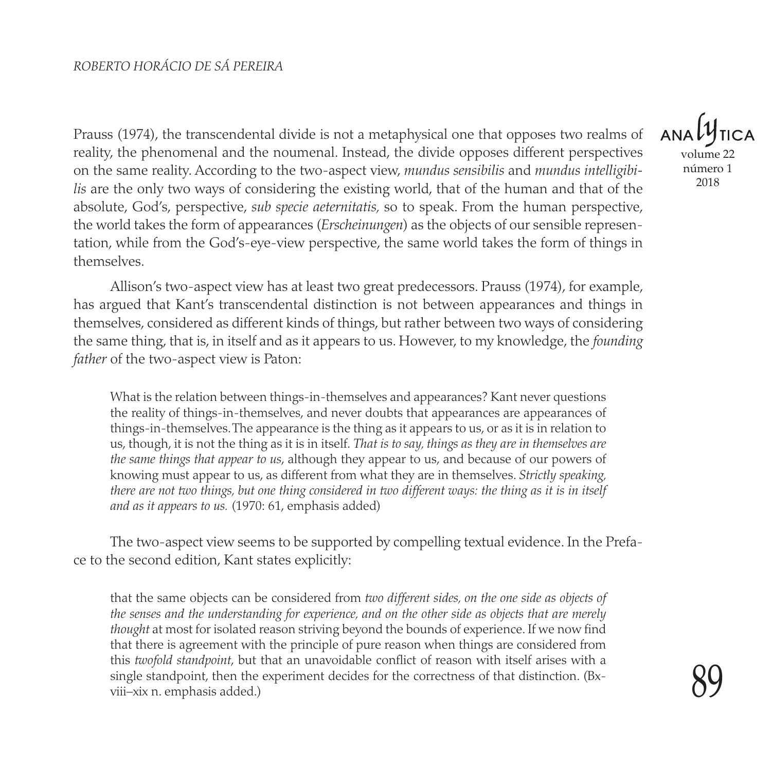Prauss (1974), the transcendental divide is not a metaphysical one that opposes two realms of reality, the phenomenal and the noumenal. Instead, the divide opposes different perspectives on the same reality. According to the two-aspect view, *mundus sensibilis* and *mundus intelligibilis* are the only two ways of considering the existing world, that of the human and that of the absolute, God's, perspective, *sub specie aeternitatis,* so to speak. From the human perspective, the world takes the form of appearances (*Erscheinungen*) as the objects of our sensible representation, while from the God's-eye-view perspective, the same world takes the form of things in themselves.

Allison's two-aspect view has at least two great predecessors. Prauss (1974), for example, has argued that Kant's transcendental distinction is not between appearances and things in themselves, considered as different kinds of things, but rather between two ways of considering the same thing, that is, in itself and as it appears to us. However, to my knowledge, the *founding father* of the two-aspect view is Paton:

> What is the relation between things-in-themselves and appearances? Kant never questions the reality of things-in-themselves, and never doubts that appearances are appearances of things-in-themselves. The appearance is the thing as it appears to us, or as it is in relation to us, though, it is not the thing as it is in itself. *That is to say, things as they are in themselves are the same things that appear to us*, although they appear to us, and because of our powers of knowing must appear to us, as different from what they are in themselves. *Strictly speaking, there are not two things, but one thing considered in two different ways: the thing as it is in itself and as it appears to us.* (1970: 61, emphasis added)

The two-aspect view seems to be supported by compelling textual evidence. In the Preface to the second edition, Kant states explicitly:

> that the same objects can be considered from *two different sides, on the one side as objects of the senses and the understanding for experience, and on the other side as objects that are merely thought* at most for isolated reason striving beyond the bounds of experience. If we now find that there is agreement with the principle of pure reason when things are considered from this *twofold standpoint*, but that an unavoidable conflict of reason with itself arises with a single standpoint, then the experiment decides for the correctness of that distinction. (Bxviii–xix n. emphasis added.)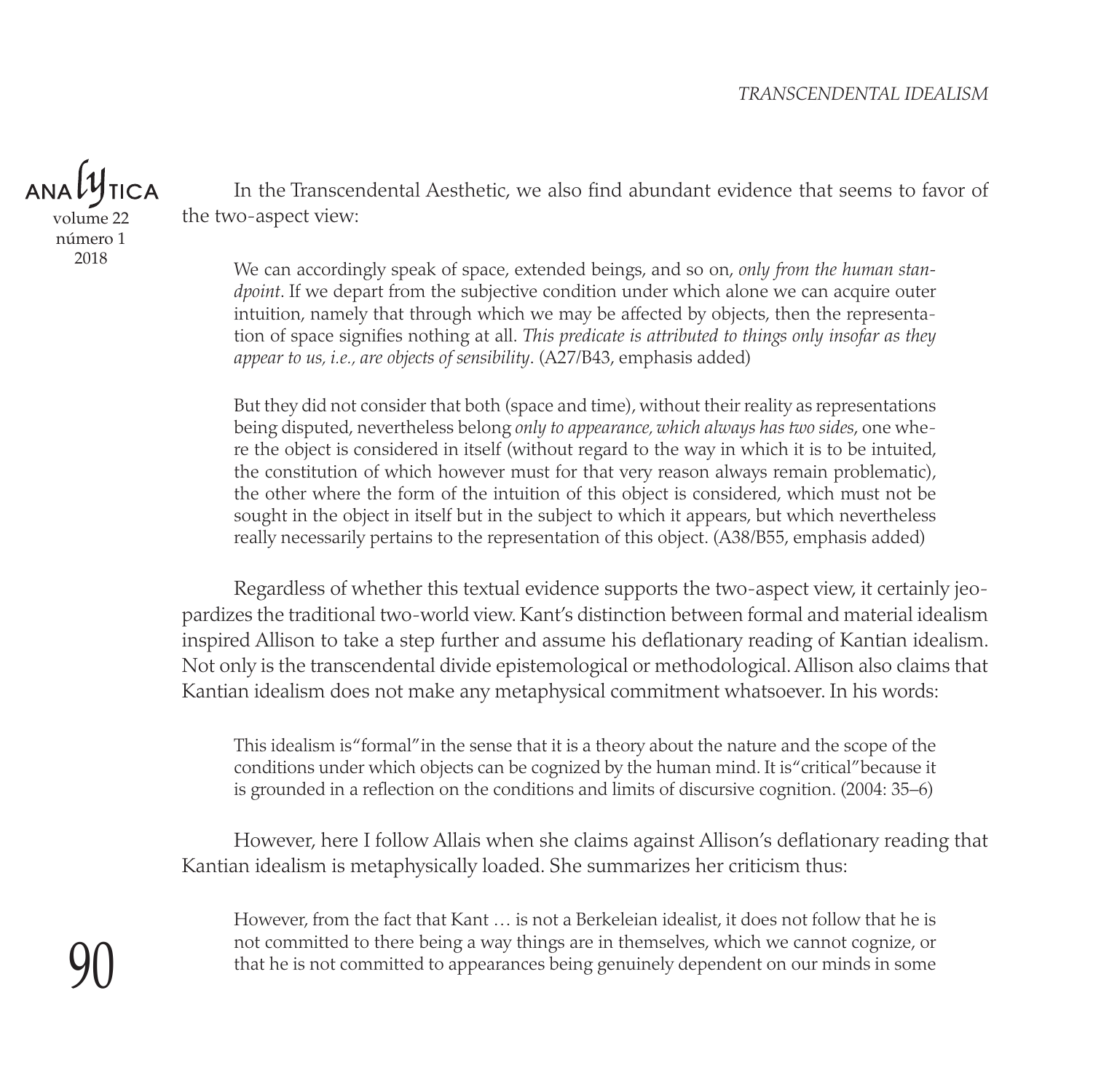In the Transcendental Aesthetic, we also find abundant evidence that seems to favor of the two-aspect view:

> We can accordingly speak of space, extended beings, and so on, *only from the human standpoint*. If we depart from the subjective condition under which alone we can acquire outer intuition, namely that through which we may be affected by objects, then the representation of space signifies nothing at all. *This predicate is attributed to things only insofar as they appear to us, i.e., are objects of sensibility*. (A27/B43, emphasis added)

> But they did not consider that both (space and time), without their reality as representations being disputed, nevertheless belong *only to appearance, which always has two sides*, one where the object is considered in itself (without regard to the way in which it is to be intuited, the constitution of which however must for that very reason always remain problematic), the other where the form of the intuition of this object is considered, which must not be sought in the object in itself but in the subject to which it appears, but which nevertheless really necessarily pertains to the representation of this object. (A38/B55, emphasis added)

Regardless of whether this textual evidence supports the two-aspect view, it certainly jeopardizes the traditional two-world view. Kant's distinction between formal and material idealism inspired Allison to take a step further and assume his deflationary reading of Kantian idealism. Not only is the transcendental divide epistemological or methodological. Allison also claims that Kantian idealism does not make any metaphysical commitment whatsoever. In his words:

> This idealism is "formal" in the sense that it is a theory about the nature and the scope of the conditions under which objects can be cognized by the human mind. It is "critical" because it is grounded in a reflection on the conditions and limits of discursive cognition. (2004: 35–6)

However, here I follow Allais when she claims against Allison's deflationary reading that Kantian idealism is metaphysically loaded. She summarizes her criticism thus:

> However, from the fact that Kant … is not a Berkeleian idealist, it does not follow that he is not committed to there being a way things are in themselves, which we cannot cognize, or that he is not committed to appearances being genuinely dependent on our minds in some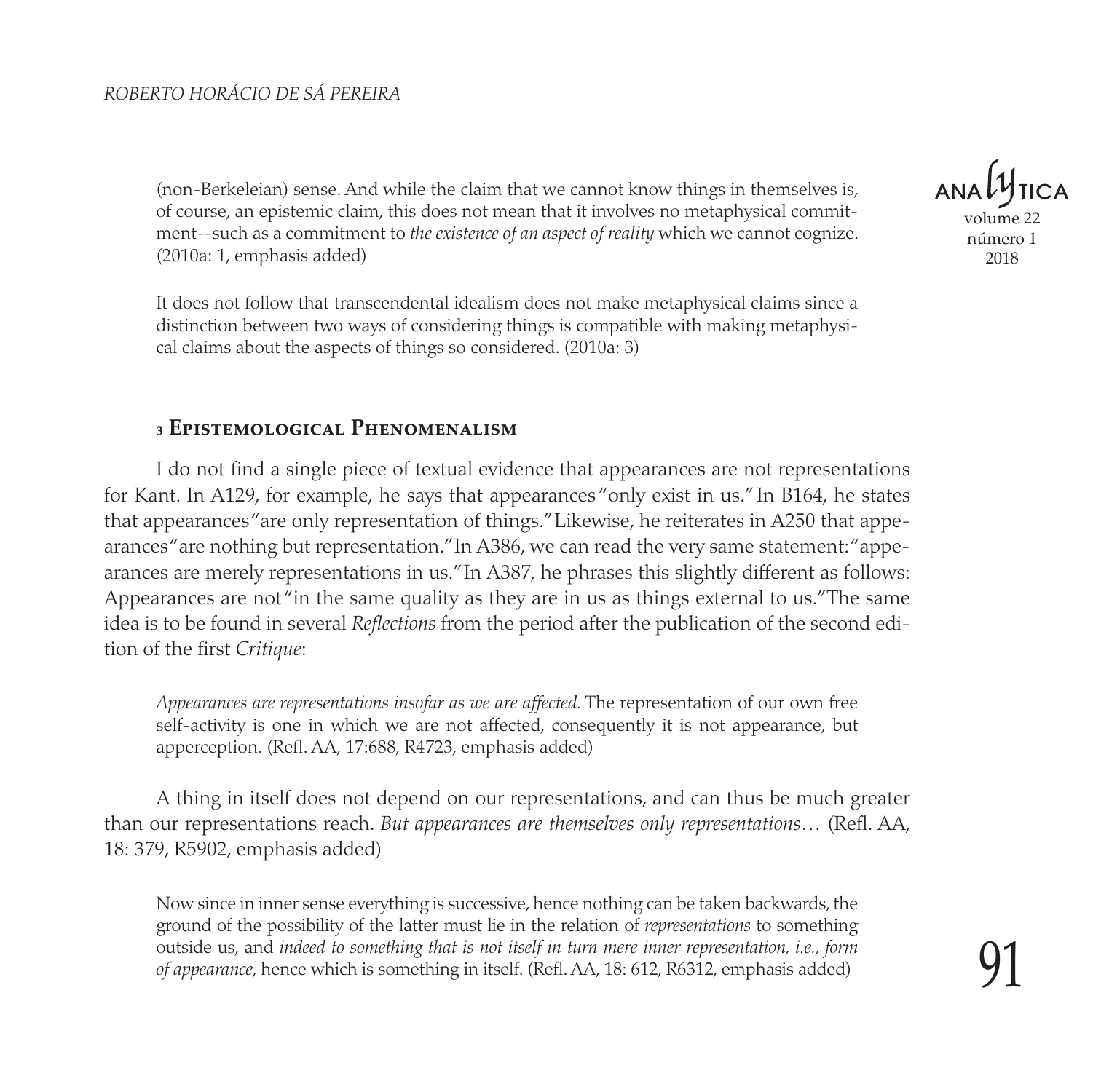(non-Berkeleian) sense. And while the claim that we cannot know things in themselves is, of course, an epistemic claim, this does not mean that it involves no metaphysical commitment--such as a commitment to *the existence of an aspect of reality* which we cannot cognize. (2010a: 1, emphasis added)

It does not follow that transcendental idealism does not make metaphysical claims since a distinction between two ways of considering things is compatible with making metaphysical claims about the aspects of things so considered. (2010a: 3)

## 3 Epistemological Phenomenalism

I do not find a single piece of textual evidence that appearances are not representations for Kant. In A129, for example, he says that appearances "only exist in us." In B164, he states that appearances "are only representation of things." Likewise, he reiterates in A250 that appearances "are nothing but representation." In A386, we can read the very same statement: "appearances are merely representations in us." In A387, he phrases this slightly different as follows: Appearances are not "in the same quality as they are in us as things external to us." The same idea is to be found in several *Reflections* from the period after the publication of the second edition of the first *Critique*:

> *Appearances are representations insofar as we are affected.* The representation of our own free self-activity is one in which we are not affected, consequently it is not appearance, but apperception. (Refl. AA, 17:688, R4723, emphasis added)

A thing in itself does not depend on our representations, and can thus be much greater than our representations reach. *But appearances are themselves only representations*… (Refl. AA, 18: 379, R5902, emphasis added)

> Now since in inner sense everything is successive, hence nothing can be taken backwards, the ground of the possibility of the latter must lie in the relation of *representations* to something outside us, and *indeed to something that is not itself in turn mere inner representation, i.e., form of appearance*, hence which is something in itself. (Refl. AA, 18: 612, R6312, emphasis added)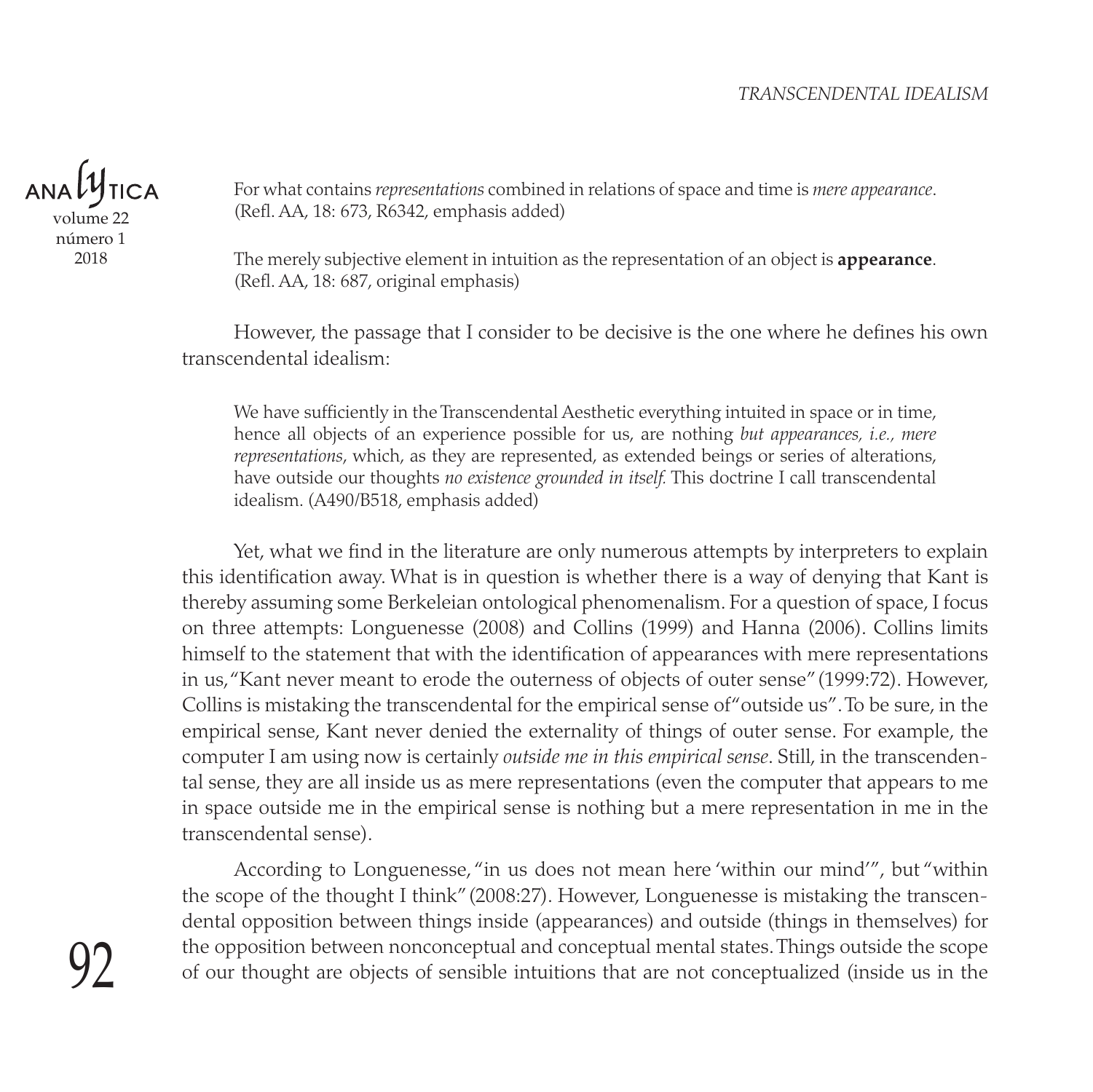For what contains *representations* combined in relations of space and time is *mere appearance*. (Refl. AA, 18: 673, R6342, emphasis added)

The merely subjective element in intuition as the representation of an object is **appearance**. (Refl. AA, 18: 687, original emphasis)

However, the passage that I consider to be decisive is the one where he defines his own transcendental idealism:

> We have sufficiently in the Transcendental Aesthetic everything intuited in space or in time, hence all objects of an experience possible for us, are nothing *but appearances, i.e., mere representations*, which, as they are represented, as extended beings or series of alterations, have outside our thoughts *no existence grounded in itself.* This doctrine I call transcendental idealism. (A490/B518, emphasis added)

Yet, what we find in the literature are only numerous attempts by interpreters to explain this identification away. What is in question is whether there is a way of denying that Kant is thereby assuming some Berkeleian ontological phenomenalism. For a question of space, I focus on three attempts: Longuenesse (2008) and Collins (1999) and Hanna (2006). Collins limits himself to the statement that with the identification of appearances with mere representations in us, "Kant never meant to erode the outerness of objects of outer sense" (1999:72). However, Collins is mistaking the transcendental for the empirical sense of "outside us". To be sure, in the empirical sense, Kant never denied the externality of things of outer sense. For example, the computer I am using now is certainly *outside me in this empirical sense*. Still, in the transcendental sense, they are all inside us as mere representations (even the computer that appears to me in space outside me in the empirical sense is nothing but a mere representation in me in the transcendental sense).

According to Longuenesse, "in us does not mean here 'within our mind'", but "within the scope of the thought I think" (2008:27). However, Longuenesse is mistaking the transcendental opposition between things inside (appearances) and outside (things in themselves) for the opposition between nonconceptual and conceptual mental states. Things outside the scope of our thought are objects of sensible intuitions that are not conceptualized (inside us in the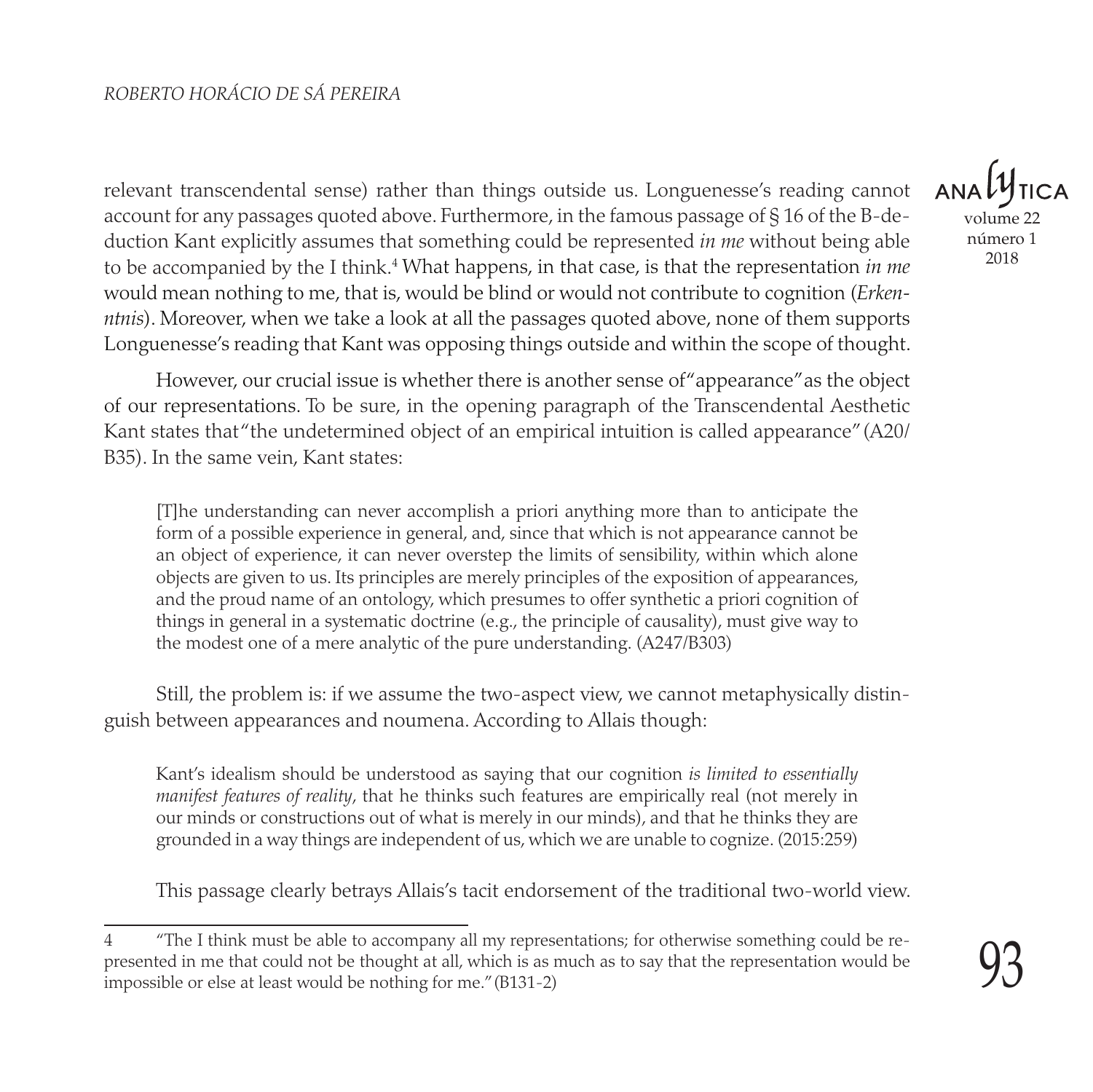relevant transcendental sense) rather than things outside us. Longuenesse's reading cannot account for any passages quoted above. Furthermore, in the famous passage of § 16 of the B-deduction Kant explicitly assumes that something could be represented *in me* without being able to be accompanied by the I think.[4] What happens, in that case, is that the representation *in me* would mean nothing to me, that is, would be blind or would not contribute to cognition (*Erkenntnis*). Moreover, when we take a look at all the passages quoted above, none of them supports Longuenesse's reading that Kant was opposing things outside and within the scope of thought.

However, our crucial issue is whether there is another sense of "appearance" as the object of our representations. To be sure, in the opening paragraph of the Transcendental Aesthetic Kant states that "the undetermined object of an empirical intuition is called appearance" (A20/B35). In the same vein, Kant states:

> [T]he understanding can never accomplish a priori anything more than to anticipate the form of a possible experience in general, and, since that which is not appearance cannot be an object of experience, it can never overstep the limits of sensibility, within which alone objects are given to us. Its principles are merely principles of the exposition of appearances, and the proud name of an ontology, which presumes to offer synthetic a priori cognition of things in general in a systematic doctrine (e.g., the principle of causality), must give way to the modest one of a mere analytic of the pure understanding. (A247/B303)

Still, the problem is: if we assume the two-aspect view, we cannot metaphysically distinguish between appearances and noumena. According to Allais though:

> Kant's idealism should be understood as saying that our cognition *is limited to essentially manifest features of reality*, that he thinks such features are empirically real (not merely in our minds or constructions out of what is merely in our minds), and that he thinks they are grounded in a way things are independent of us, which we are unable to cognize. (2015:259)

This passage clearly betrays Allais's tacit endorsement of the traditional two-world view.

---

4 "The I think must be able to accompany all my representations; for otherwise something could be represented in me that could not be thought at all, which is as much as to say that the representation would be impossible or else at least would be nothing for me." (B131-2)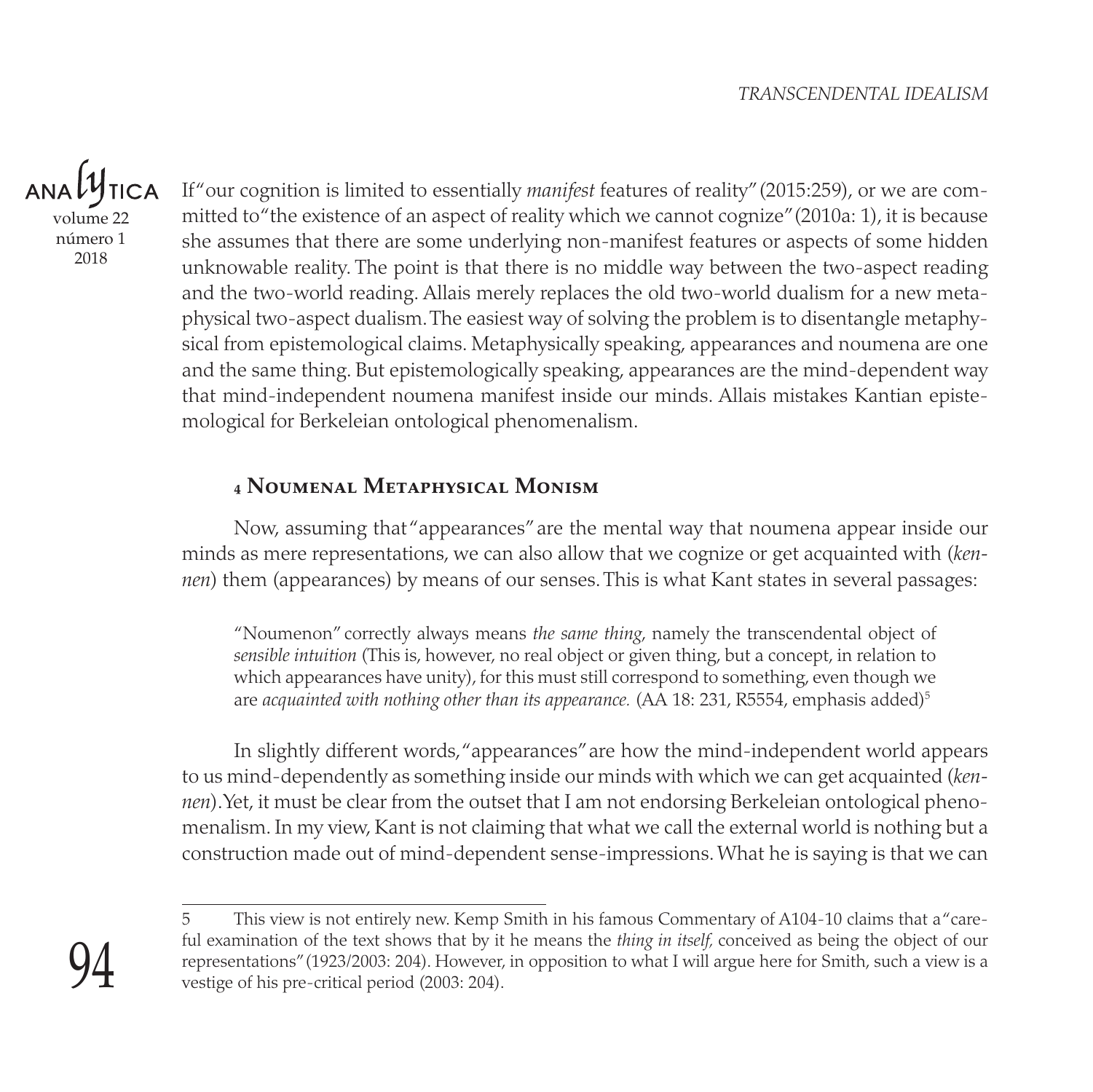If "our cognition is limited to essentially *manifest* features of reality" (2015:259), or we are committed to "the existence of an aspect of reality which we cannot cognize" (2010a: 1), it is because she assumes that there are some underlying non-manifest features or aspects of some hidden unknowable reality. The point is that there is no middle way between the two-aspect reading and the two-world reading. Allais merely replaces the old two-world dualism for a new metaphysical two-aspect dualism. The easiest way of solving the problem is to disentangle metaphysical from epistemological claims. Metaphysically speaking, appearances and noumena are one and the same thing. But epistemologically speaking, appearances are the mind-dependent way that mind-independent noumena manifest inside our minds. Allais mistakes Kantian epistemological for Berkeleian ontological phenomenalism.

## 4 Noumenal Metaphysical Monism

Now, assuming that "appearances" are the mental way that noumena appear inside our minds as mere representations, we can also allow that we cognize or get acquainted with (*kennen*) them (appearances) by means of our senses. This is what Kant states in several passages:

> "Noumenon" correctly always means *the same thing*, namely the transcendental object of *sensible intuition* (This is, however, no real object or given thing, but a concept, in relation to which appearances have unity), for this must still correspond to something, even though we are *acquainted with nothing other than its appearance.* (AA 18: 231, R5554, emphasis added)[5]

In slightly different words, "appearances" are how the mind-independent world appears to us mind-dependently as something inside our minds with which we can get acquainted (*kennen*). Yet, it must be clear from the outset that I am not endorsing Berkeleian ontological phenomenalism. In my view, Kant is not claiming that what we call the external world is nothing but a construction made out of mind-dependent sense-impressions. What he is saying is that we can

---

5 This view is not entirely new. Kemp Smith in his famous Commentary of A104-10 claims that a "careful examination of the text shows that by it he means the *thing in itself*, conceived as being the object of our representations" (1923/2003: 204). However, in opposition to what I will argue here for Smith, such a view is a vestige of his pre-critical period (2003: 204).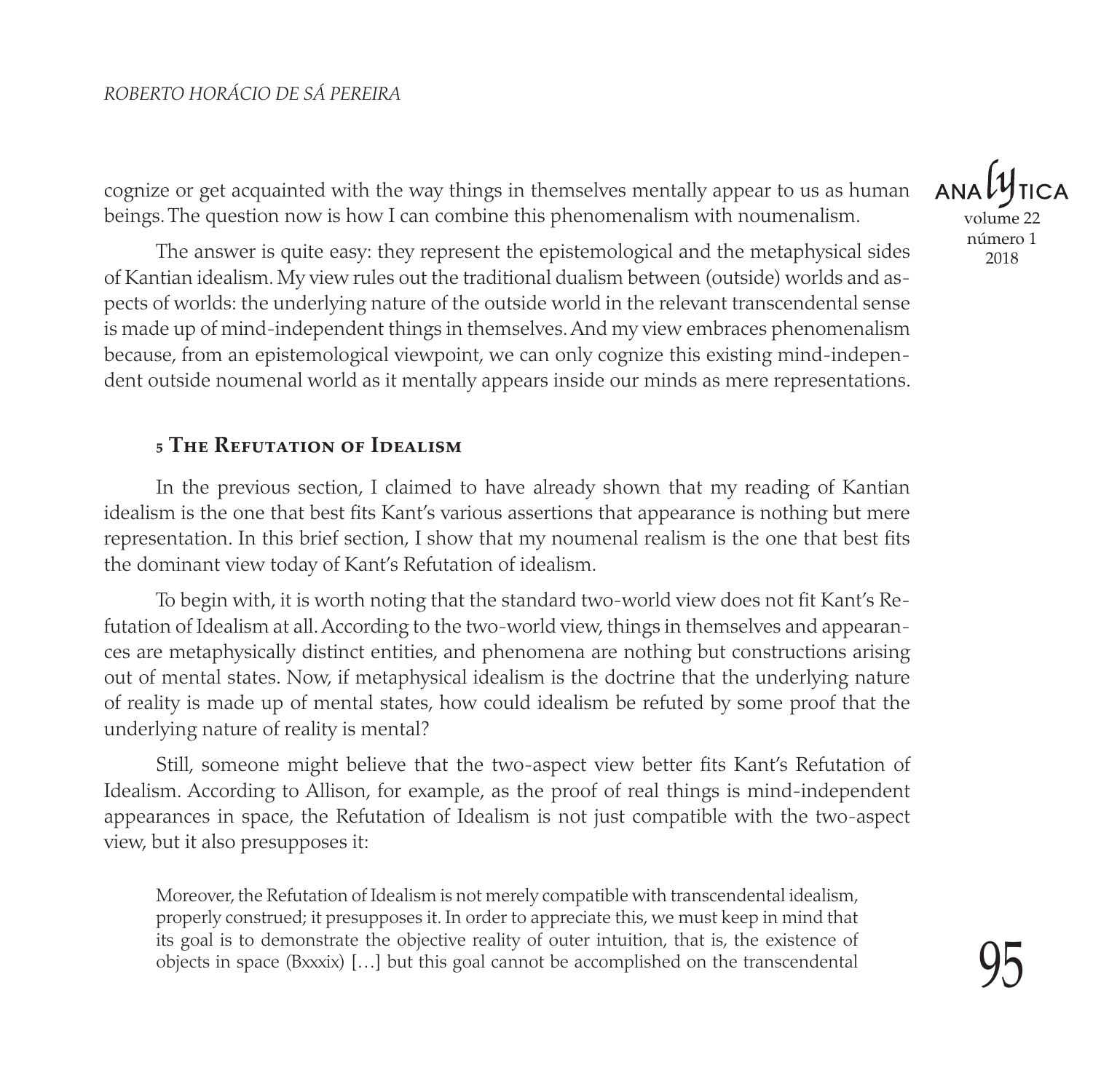cognize or get acquainted with the way things in themselves mentally appear to us as human beings. The question now is how I can combine this phenomenalism with noumenalism.

The answer is quite easy: they represent the epistemological and the metaphysical sides of Kantian idealism. My view rules out the traditional dualism between (outside) worlds and aspects of worlds: the underlying nature of the outside world in the relevant transcendental sense is made up of mind-independent things in themselves. And my view embraces phenomenalism because, from an epistemological viewpoint, we can only cognize this existing mind-independent outside noumenal world as it mentally appears inside our minds as mere representations.

## 5 The Refutation of Idealism

In the previous section, I claimed to have already shown that my reading of Kantian idealism is the one that best fits Kant's various assertions that appearance is nothing but mere representation. In this brief section, I show that my noumenal realism is the one that best fits the dominant view today of Kant's Refutation of idealism.

To begin with, it is worth noting that the standard two-world view does not fit Kant's Refutation of Idealism at all. According to the two-world view, things in themselves and appearances are metaphysically distinct entities, and phenomena are nothing but constructions arising out of mental states. Now, if metaphysical idealism is the doctrine that the underlying nature of reality is made up of mental states, how could idealism be refuted by some proof that the underlying nature of reality is mental?

Still, someone might believe that the two-aspect view better fits Kant's Refutation of Idealism. According to Allison, for example, as the proof of real things is mind-independent appearances in space, the Refutation of Idealism is not just compatible with the two-aspect view, but it also presupposes it:

> Moreover, the Refutation of Idealism is not merely compatible with transcendental idealism, properly construed; it presupposes it. In order to appreciate this, we must keep in mind that its goal is to demonstrate the objective reality of outer intuition, that is, the existence of objects in space (Bxxxix) […] but this goal cannot be accomplished on the transcendental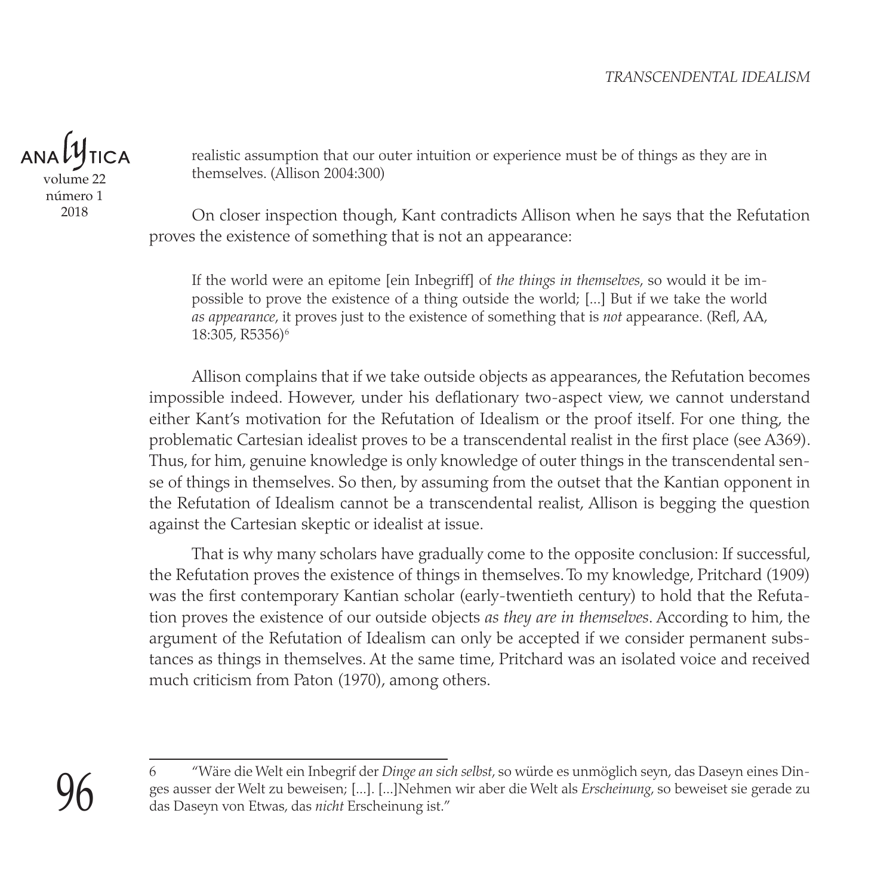realistic assumption that our outer intuition or experience must be of things as they are in themselves. (Allison 2004:300)

On closer inspection though, Kant contradicts Allison when he says that the Refutation proves the existence of something that is not an appearance:

> If the world were an epitome [ein Inbegriff] of *the things in themselves*, so would it be impossible to prove the existence of a thing outside the world; [...] But if we take the world *as appearance*, it proves just to the existence of something that is *not* appearance. (Refl, AA, 18:305, R5356)[6]

Allison complains that if we take outside objects as appearances, the Refutation becomes impossible indeed. However, under his deflationary two-aspect view, we cannot understand either Kant's motivation for the Refutation of Idealism or the proof itself. For one thing, the problematic Cartesian idealist proves to be a transcendental realist in the first place (see A369). Thus, for him, genuine knowledge is only knowledge of outer things in the transcendental sense of things in themselves. So then, by assuming from the outset that the Kantian opponent in the Refutation of Idealism cannot be a transcendental realist, Allison is begging the question against the Cartesian skeptic or idealist at issue.

That is why many scholars have gradually come to the opposite conclusion: If successful, the Refutation proves the existence of things in themselves. To my knowledge, Pritchard (1909) was the first contemporary Kantian scholar (early-twentieth century) to hold that the Refutation proves the existence of our outside objects *as they are in themselves*. According to him, the argument of the Refutation of Idealism can only be accepted if we consider permanent substances as things in themselves. At the same time, Pritchard was an isolated voice and received much criticism from Paton (1970), among others.

---

6 "Wäre die Welt ein Inbegrif der *Dinge an sich selbst*, so würde es unmöglich seyn, das Daseyn eines Dinges ausser der Welt zu beweisen; [...]. [...]Nehmen wir aber die Welt als *Erscheinung*, so beweiset sie gerade zu das Daseyn von Etwas, das *nicht* Erscheinung ist."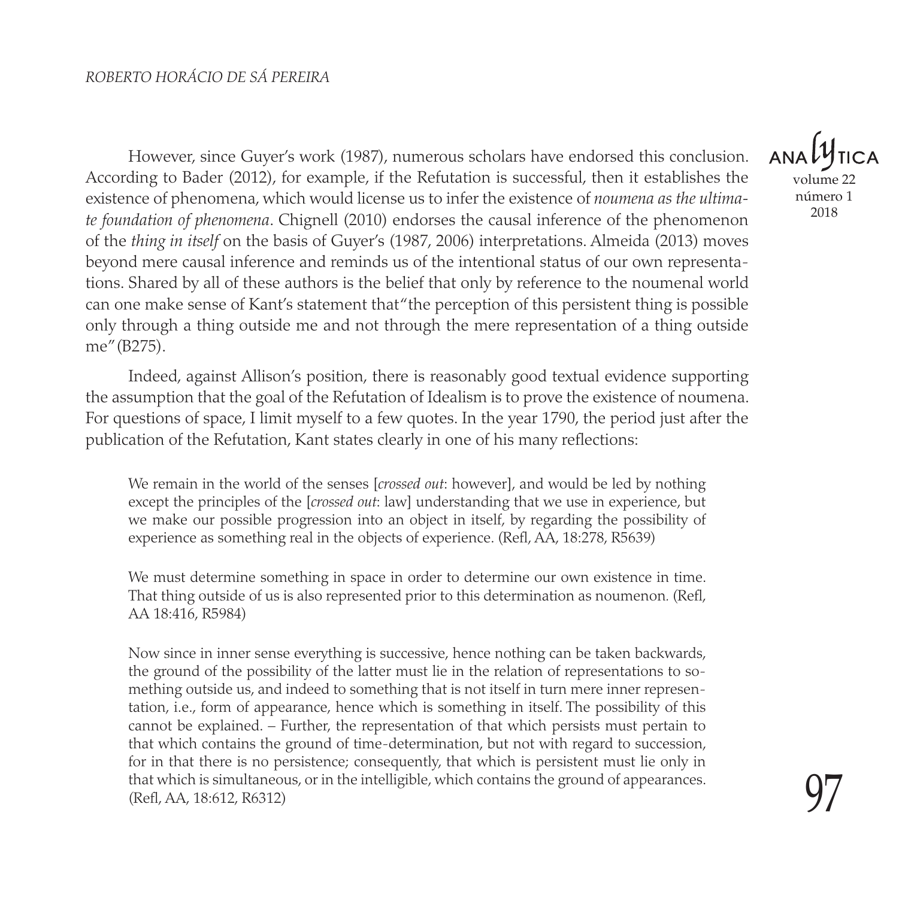However, since Guyer's work (1987), numerous scholars have endorsed this conclusion. According to Bader (2012), for example, if the Refutation is successful, then it establishes the existence of phenomena, which would license us to infer the existence of *noumena as the ultimate foundation of phenomena*. Chignell (2010) endorses the causal inference of the phenomenon of the *thing in itself* on the basis of Guyer's (1987, 2006) interpretations. Almeida (2013) moves beyond mere causal inference and reminds us of the intentional status of our own representations. Shared by all of these authors is the belief that only by reference to the noumenal world can one make sense of Kant's statement that "the perception of this persistent thing is possible only through a thing outside me and not through the mere representation of a thing outside me" (B275).

Indeed, against Allison's position, there is reasonably good textual evidence supporting the assumption that the goal of the Refutation of Idealism is to prove the existence of noumena. For questions of space, I limit myself to a few quotes. In the year 1790, the period just after the publication of the Refutation, Kant states clearly in one of his many reflections:

> We remain in the world of the senses [*crossed out*: however], and would be led by nothing except the principles of the [*crossed out*: law] understanding that we use in experience, but we make our possible progression into an object in itself, by regarding the possibility of experience as something real in the objects of experience. (Refl, AA, 18:278, R5639)

> We must determine something in space in order to determine our own existence in time. That thing outside of us is also represented prior to this determination as noumenon. (Refl, AA 18:416, R5984)

> Now since in inner sense everything is successive, hence nothing can be taken backwards, the ground of the possibility of the latter must lie in the relation of representations to something outside us, and indeed to something that is not itself in turn mere inner representation, i.e., form of appearance, hence which is something in itself. The possibility of this cannot be explained. – Further, the representation of that which persists must pertain to that which contains the ground of time-determination, but not with regard to succession, for in that there is no persistence; consequently, that which is persistent must lie only in that which is simultaneous, or in the intelligible, which contains the ground of appearances. (Refl, AA, 18:612, R6312)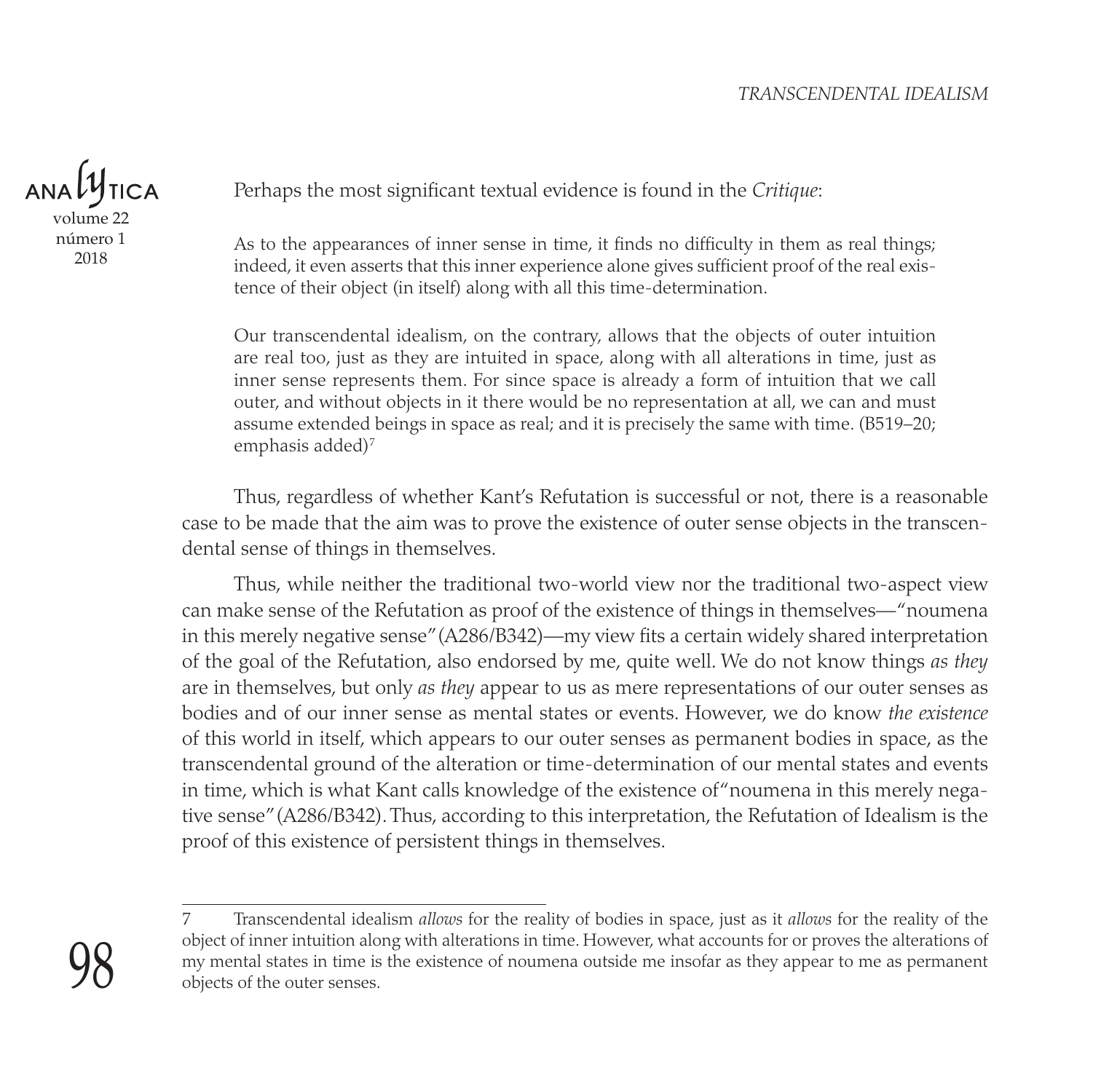Perhaps the most significant textual evidence is found in the *Critique*:

> As to the appearances of inner sense in time, it finds no difficulty in them as real things; indeed, it even asserts that this inner experience alone gives sufficient proof of the real existence of their object (in itself) along with all this time-determination.
>
> Our transcendental idealism, on the contrary, allows that the objects of outer intuition are real too, just as they are intuited in space, along with all alterations in time, just as inner sense represents them. For since space is already a form of intuition that we call outer, and without objects in it there would be no representation at all, we can and must assume extended beings in space as real; and it is precisely the same with time. (B519–20; emphasis added)[7]

Thus, regardless of whether Kant's Refutation is successful or not, there is a reasonable case to be made that the aim was to prove the existence of outer sense objects in the transcendental sense of things in themselves.

Thus, while neither the traditional two-world view nor the traditional two-aspect view can make sense of the Refutation as proof of the existence of things in themselves—"noumena in this merely negative sense" (A286/B342)—my view fits a certain widely shared interpretation of the goal of the Refutation, also endorsed by me, quite well. We do not know things *as they* are in themselves, but only *as they* appear to us as mere representations of our outer senses as bodies and of our inner sense as mental states or events. However, we do know *the existence* of this world in itself, which appears to our outer senses as permanent bodies in space, as the transcendental ground of the alteration or time-determination of our mental states and events in time, which is what Kant calls knowledge of the existence of "noumena in this merely negative sense" (A286/B342). Thus, according to this interpretation, the Refutation of Idealism is the proof of this existence of persistent things in themselves.

---

7 Transcendental idealism *allows* for the reality of bodies in space, just as it *allows* for the reality of the object of inner intuition along with alterations in time. However, what accounts for or proves the alterations of my mental states in time is the existence of noumena outside me insofar as they appear to me as permanent objects of the outer senses.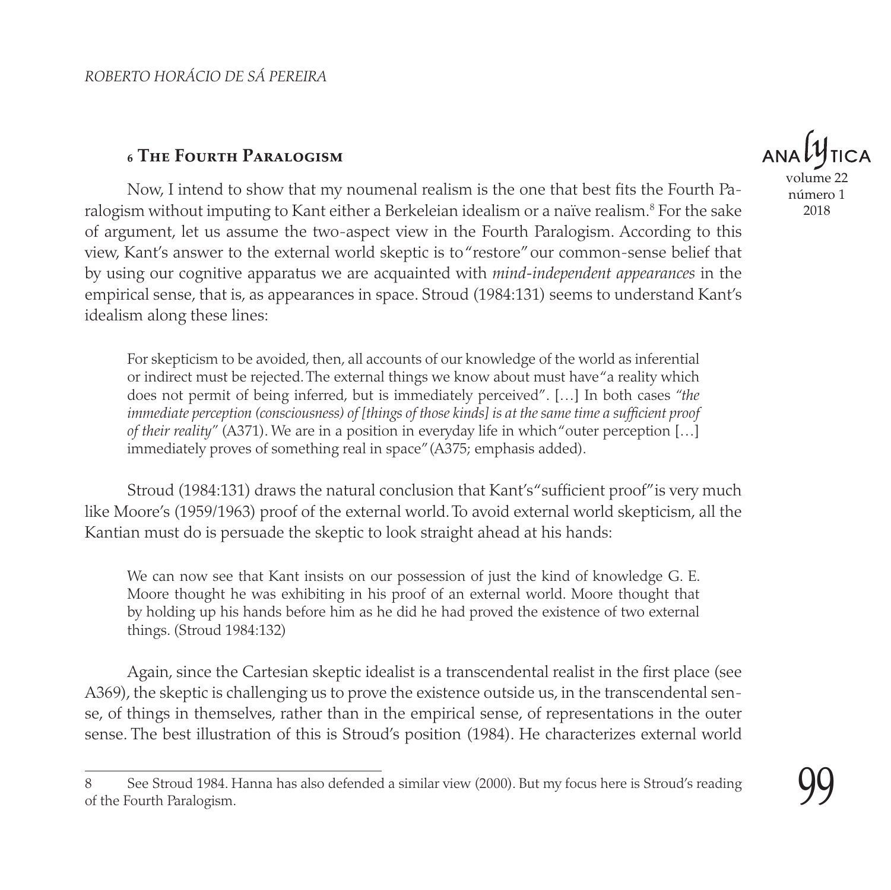## 6 The Fourth Paralogism

Now, I intend to show that my noumenal realism is the one that best fits the Fourth Paralogism without imputing to Kant either a Berkeleian idealism or a naïve realism.[8] For the sake of argument, let us assume the two-aspect view in the Fourth Paralogism. According to this view, Kant's answer to the external world skeptic is to "restore" our common-sense belief that by using our cognitive apparatus we are acquainted with *mind-independent appearances* in the empirical sense, that is, as appearances in space. Stroud (1984:131) seems to understand Kant's idealism along these lines:

> For skepticism to be avoided, then, all accounts of our knowledge of the world as inferential or indirect must be rejected. The external things we know about must have "a reality which does not permit of being inferred, but is immediately perceived". […] In both cases *"the immediate perception (consciousness) of [things of those kinds] is at the same time a sufficient proof of their reality"* (A371). We are in a position in everyday life in which "outer perception […] immediately proves of something real in space" (A375; emphasis added).

Stroud (1984:131) draws the natural conclusion that Kant's "sufficient proof" is very much like Moore's (1959/1963) proof of the external world. To avoid external world skepticism, all the Kantian must do is persuade the skeptic to look straight ahead at his hands:

> We can now see that Kant insists on our possession of just the kind of knowledge G. E. Moore thought he was exhibiting in his proof of an external world. Moore thought that by holding up his hands before him as he did he had proved the existence of two external things. (Stroud 1984:132)

Again, since the Cartesian skeptic idealist is a transcendental realist in the first place (see A369), the skeptic is challenging us to prove the existence outside us, in the transcendental sense, of things in themselves, rather than in the empirical sense, of representations in the outer sense. The best illustration of this is Stroud's position (1984). He characterizes external world

---

8 See Stroud 1984. Hanna has also defended a similar view (2000). But my focus here is Stroud's reading of the Fourth Paralogism.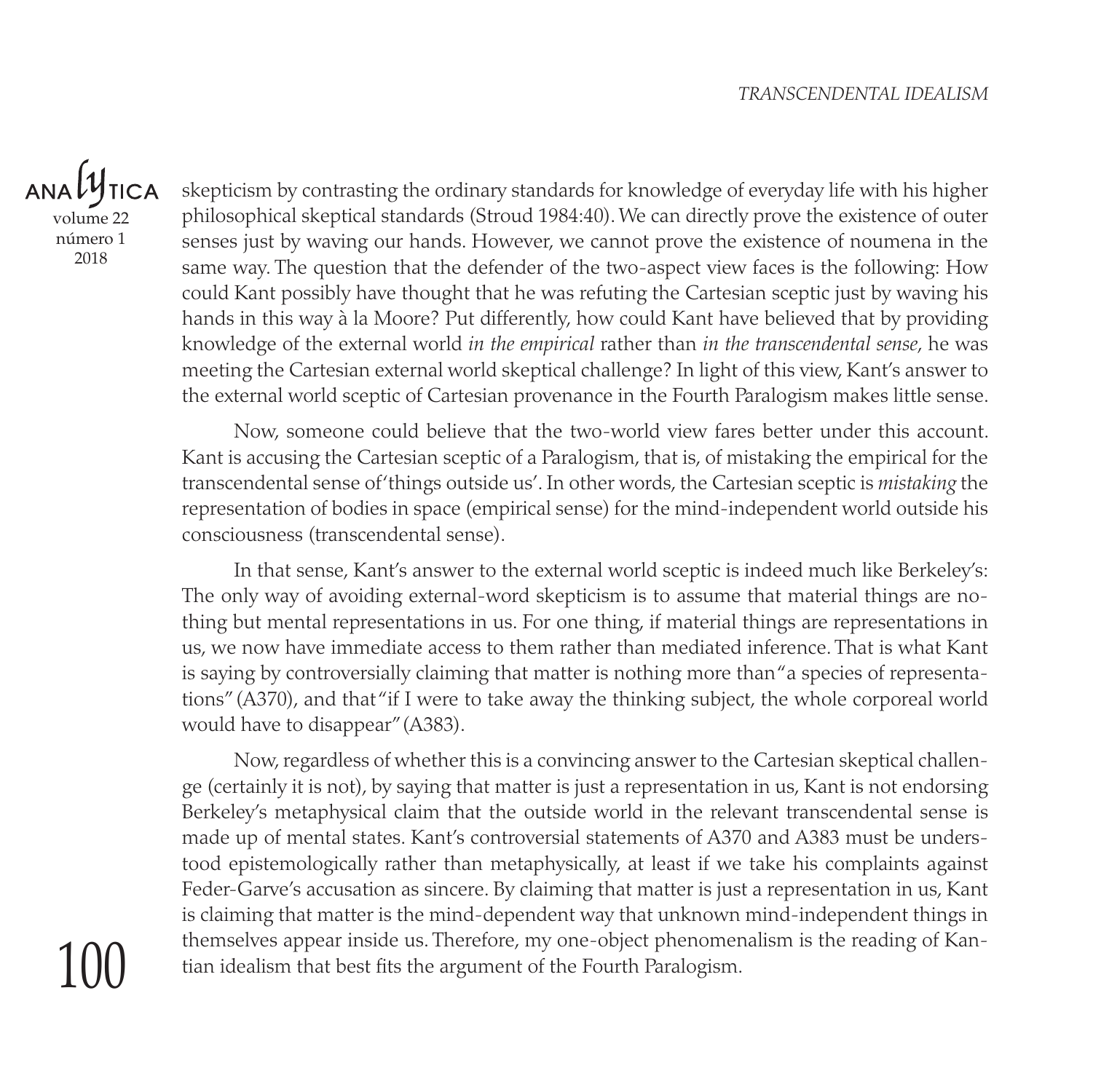skepticism by contrasting the ordinary standards for knowledge of everyday life with his higher philosophical skeptical standards (Stroud 1984:40). We can directly prove the existence of outer senses just by waving our hands. However, we cannot prove the existence of noumena in the same way. The question that the defender of the two-aspect view faces is the following: How could Kant possibly have thought that he was refuting the Cartesian sceptic just by waving his hands in this way à la Moore? Put differently, how could Kant have believed that by providing knowledge of the external world *in the empirical* rather than *in the transcendental sense*, he was meeting the Cartesian external world skeptical challenge? In light of this view, Kant's answer to the external world sceptic of Cartesian provenance in the Fourth Paralogism makes little sense.

Now, someone could believe that the two-world view fares better under this account. Kant is accusing the Cartesian sceptic of a Paralogism, that is, of mistaking the empirical for the transcendental sense of 'things outside us'. In other words, the Cartesian sceptic is *mistaking* the representation of bodies in space (empirical sense) for the mind-independent world outside his consciousness (transcendental sense).

In that sense, Kant's answer to the external world sceptic is indeed much like Berkeley's: The only way of avoiding external-word skepticism is to assume that material things are nothing but mental representations in us. For one thing, if material things are representations in us, we now have immediate access to them rather than mediated inference. That is what Kant is saying by controversially claiming that matter is nothing more than "a species of representations" (A370), and that "if I were to take away the thinking subject, the whole corporeal world would have to disappear" (A383).

Now, regardless of whether this is a convincing answer to the Cartesian skeptical challenge (certainly it is not), by saying that matter is just a representation in us, Kant is not endorsing Berkeley's metaphysical claim that the outside world in the relevant transcendental sense is made up of mental states. Kant's controversial statements of A370 and A383 must be understood epistemologically rather than metaphysically, at least if we take his complaints against Feder-Garve's accusation as sincere. By claiming that matter is just a representation in us, Kant is claiming that matter is the mind-dependent way that unknown mind-independent things in themselves appear inside us. Therefore, my one-object phenomenalism is the reading of Kantian idealism that best fits the argument of the Fourth Paralogism.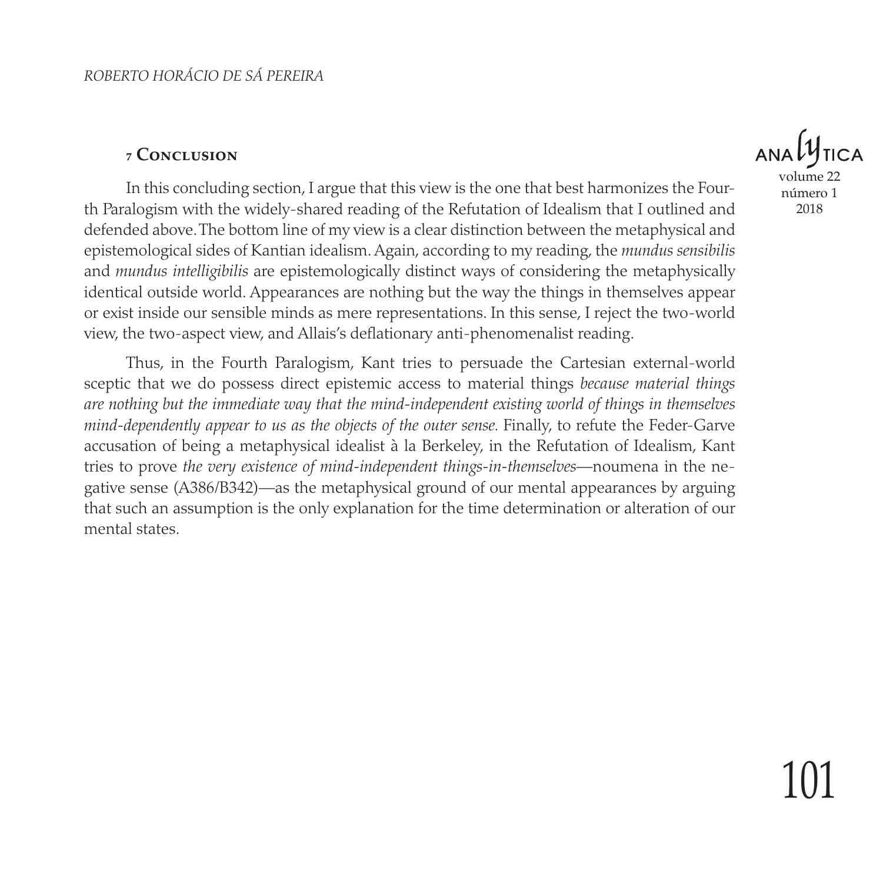## 7 Conclusion

In this concluding section, I argue that this view is the one that best harmonizes the Fourth Paralogism with the widely-shared reading of the Refutation of Idealism that I outlined and defended above. The bottom line of my view is a clear distinction between the metaphysical and epistemological sides of Kantian idealism. Again, according to my reading, the *mundus sensibilis* and *mundus intelligibilis* are epistemologically distinct ways of considering the metaphysically identical outside world. Appearances are nothing but the way the things in themselves appear or exist inside our sensible minds as mere representations. In this sense, I reject the two-world view, the two-aspect view, and Allais's deflationary anti-phenomenalist reading.

Thus, in the Fourth Paralogism, Kant tries to persuade the Cartesian external-world sceptic that we do possess direct epistemic access to material things *because material things are nothing but the immediate way that the mind-independent existing world of things in themselves mind-dependently appear to us as the objects of the outer sense.* Finally, to refute the Feder-Garve accusation of being a metaphysical idealist à la Berkeley, in the Refutation of Idealism, Kant tries to prove *the very existence of mind-independent things-in-themselves*—noumena in the negative sense (A386/B342)—as the metaphysical ground of our mental appearances by arguing that such an assumption is the only explanation for the time determination or alteration of our mental states.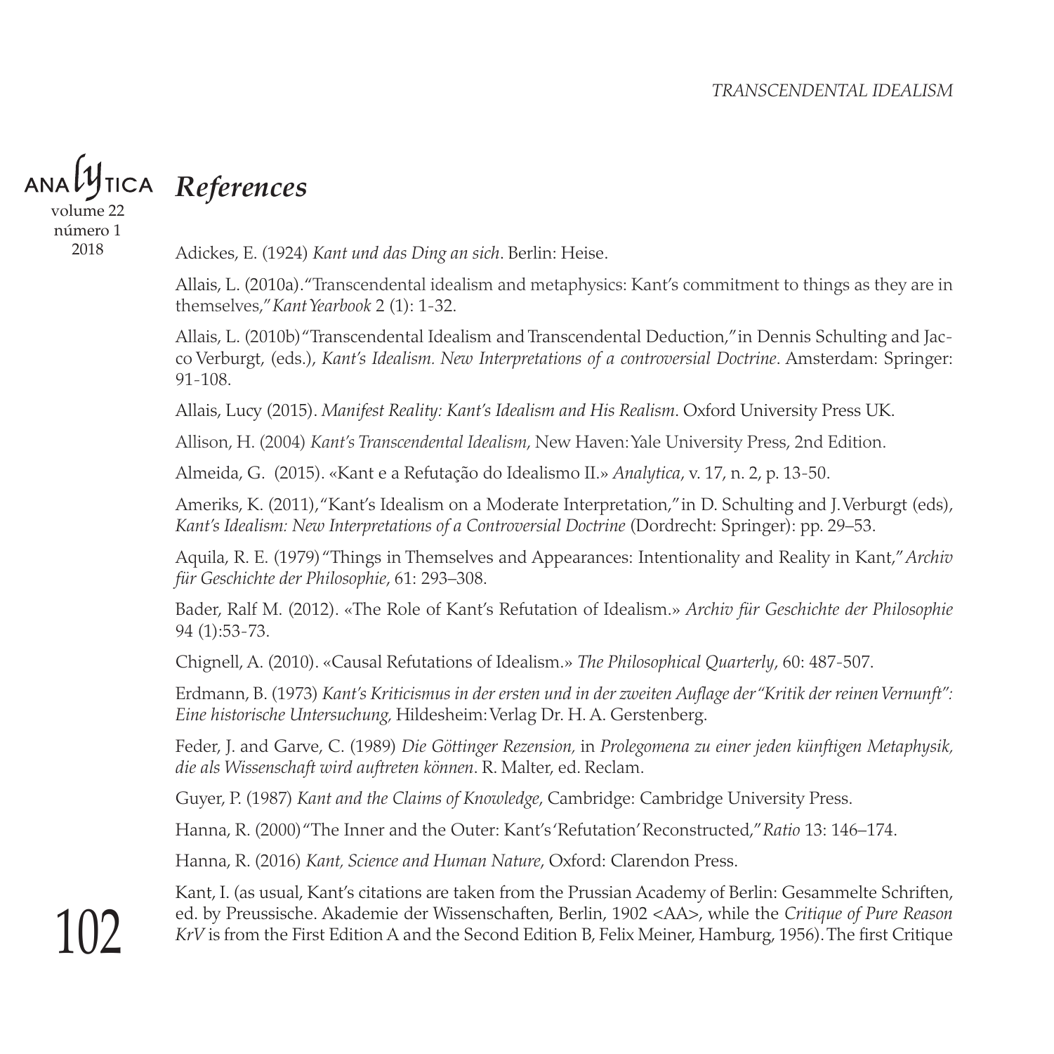## *References*

Adickes, E. (1924) *Kant und das Ding an sich*. Berlin: Heise.

Allais, L. (2010a)."Transcendental idealism and metaphysics: Kant's commitment to things as they are in themselves," *Kant Yearbook* 2 (1): 1-32.

Allais, L. (2010b) "Transcendental Idealism and Transcendental Deduction," in Dennis Schulting and Jacco Verburgt, (eds.), *Kant's Idealism. New Interpretations of a controversial Doctrine*. Amsterdam: Springer: 91-108.

Allais, Lucy (2015). *Manifest Reality: Kant's Idealism and His Realism*. Oxford University Press UK.

Allison, H. (2004) *Kant's Transcendental Idealism*, New Haven: Yale University Press, 2nd Edition.

Almeida, G. (2015). «Kant e a Refutação do Idealismo II.» *Analytica*, v. 17, n. 2, p. 13-50.

Ameriks, K. (2011), "Kant's Idealism on a Moderate Interpretation," in D. Schulting and J. Verburgt (eds), *Kant's Idealism: New Interpretations of a Controversial Doctrine* (Dordrecht: Springer): pp. 29–53.

Aquila, R. E. (1979) "Things in Themselves and Appearances: Intentionality and Reality in Kant," *Archiv für Geschichte der Philosophie*, 61: 293–308.

Bader, Ralf M. (2012). «The Role of Kant's Refutation of Idealism.» *Archiv für Geschichte der Philosophie* 94 (1):53-73.

Chignell, A. (2010). «Causal Refutations of Idealism.» *The Philosophical Quarterly*, 60: 487-507.

Erdmann, B. (1973) *Kant's Kriticismus in der ersten und in der zweiten Auflage der "Kritik der reinen Vernunft": Eine historische Untersuchung,* Hildesheim: Verlag Dr. H. A. Gerstenberg.

Feder, J. and Garve, C. (1989) *Die Göttinger Rezension,* in *Prolegomena zu einer jeden künftigen Metaphysik, die als Wissenschaft wird auftreten können*. R. Malter, ed. Reclam.

Guyer, P. (1987) *Kant and the Claims of Knowledge*, Cambridge: Cambridge University Press.

Hanna, R. (2000) "The Inner and the Outer: Kant's 'Refutation' Reconstructed," *Ratio* 13: 146–174.

Hanna, R. (2016) *Kant, Science and Human Nature*, Oxford: Clarendon Press.

Kant, I. (as usual, Kant's citations are taken from the Prussian Academy of Berlin: Gesammelte Schriften, ed. by Preussische. Akademie der Wissenschaften, Berlin, 1902 <AA>, while the *Critique of Pure Reason KrV* is from the First Edition A and the Second Edition B, Felix Meiner, Hamburg, 1956). The first Critique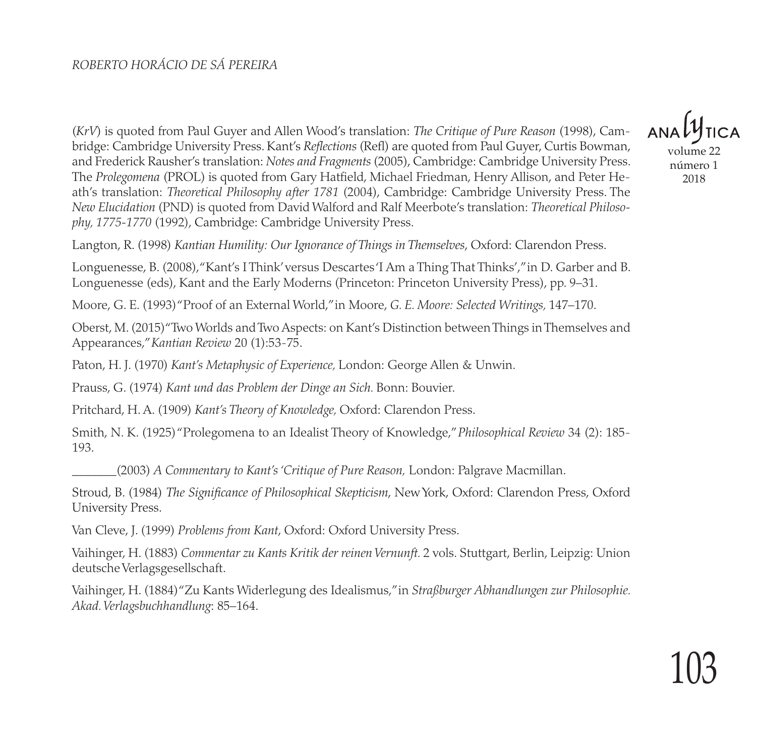(*KrV*) is quoted from Paul Guyer and Allen Wood's translation: *The Critique of Pure Reason* (1998), Cambridge: Cambridge University Press. Kant's *Reflections* (Refl) are quoted from Paul Guyer, Curtis Bowman, and Frederick Rausher's translation: *Notes and Fragments* (2005), Cambridge: Cambridge University Press. The *Prolegomena* (PROL) is quoted from Gary Hatfield, Michael Friedman, Henry Allison, and Peter Heath's translation: *Theoretical Philosophy after 1781* (2004), Cambridge: Cambridge University Press. The *New Elucidation* (PND) is quoted from David Walford and Ralf Meerbote's translation: *Theoretical Philosophy, 1775-1770* (1992), Cambridge: Cambridge University Press.

Langton, R. (1998) *Kantian Humility: Our Ignorance of Things in Themselves*, Oxford: Clarendon Press.

Longuenesse, B. (2008), "Kant's I Think' versus Descartes 'I Am a Thing That Thinks'," in D. Garber and B. Longuenesse (eds), Kant and the Early Moderns (Princeton: Princeton University Press), pp. 9–31.

Moore, G. E. (1993) "Proof of an External World," in Moore, *G. E. Moore: Selected Writings,* 147–170.

Oberst, M. (2015) "Two Worlds and Two Aspects: on Kant's Distinction between Things in Themselves and Appearances," *Kantian Review* 20 (1):53-75.

Paton, H. J. (1970) *Kant's Metaphysic of Experience,* London: George Allen & Unwin.

Prauss, G. (1974) *Kant und das Problem der Dinge an Sich.* Bonn: Bouvier.

Pritchard, H. A. (1909) *Kant's Theory of Knowledge,* Oxford: Clarendon Press.

Smith, N. K. (1925) "Prolegomena to an Idealist Theory of Knowledge," *Philosophical Review* 34 (2): 185-193.

_______(2003) *A Commentary to Kant's 'Critique of Pure Reason,* London: Palgrave Macmillan.

Stroud, B. (1984) *The Significance of Philosophical Skepticism*, New York, Oxford: Clarendon Press, Oxford University Press.

Van Cleve, J. (1999) *Problems from Kant*, Oxford: Oxford University Press.

Vaihinger, H. (1883) *Commentar zu Kants Kritik der reinen Vernunft.* 2 vols. Stuttgart, Berlin, Leipzig: Union deutsche Verlagsgesellschaft.

Vaihinger, H. (1884) "Zu Kants Widerlegung des Idealismus," in *Straßburger Abhandlungen zur Philosophie. Akad. Verlagsbuchhandlung*: 85–164.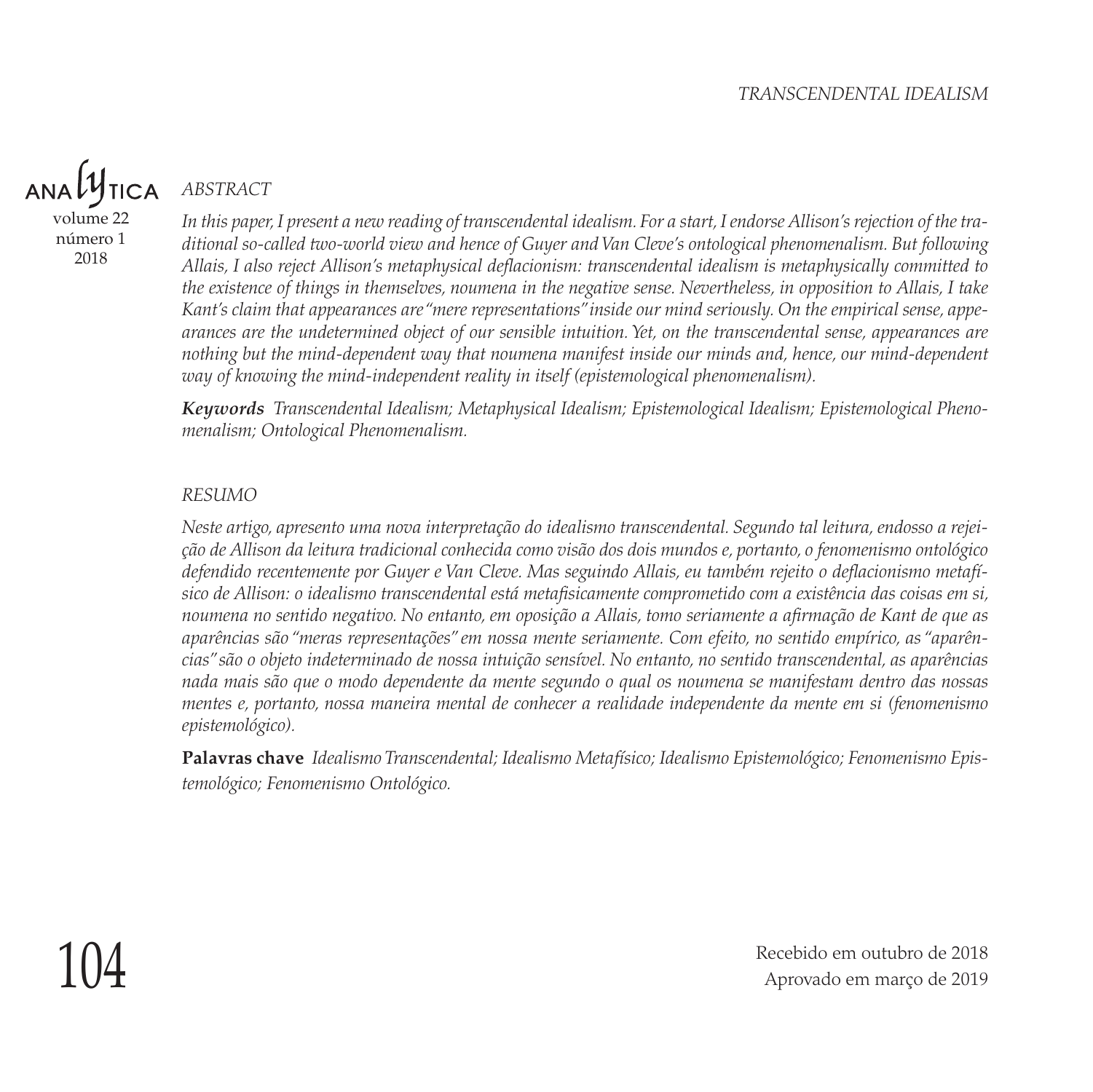*ABSTRACT*

*In this paper, I present a new reading of transcendental idealism. For a start, I endorse Allison's rejection of the traditional so-called two-world view and hence of Guyer and Van Cleve's ontological phenomenalism. But following Allais, I also reject Allison's metaphysical deflacionism: transcendental idealism is metaphysically committed to the existence of things in themselves, noumena in the negative sense. Nevertheless, in opposition to Allais, I take Kant's claim that appearances are "mere representations" inside our mind seriously. On the empirical sense, appearances are the undetermined object of our sensible intuition. Yet, on the transcendental sense, appearances are nothing but the mind-dependent way that noumena manifest inside our minds and, hence, our mind-dependent way of knowing the mind-independent reality in itself (epistemological phenomenalism).*

***Keywords*** *Transcendental Idealism; Metaphysical Idealism; Epistemological Idealism; Epistemological Phenomenalism; Ontological Phenomenalism.*

*RESUMO*

*Neste artigo, apresento uma nova interpretação do idealismo transcendental. Segundo tal leitura, endosso a rejeição de Allison da leitura tradicional conhecida como visão dos dois mundos e, portanto, o fenomenismo ontológico defendido recentemente por Guyer e Van Cleve. Mas seguindo Allais, eu também rejeito o deflacionismo metafísico de Allison: o idealismo transcendental está metafisicamente comprometido com a existência das coisas em si, noumena no sentido negativo. No entanto, em oposição a Allais, tomo seriamente a afirmação de Kant de que as aparências são "meras representações" em nossa mente seriamente. Com efeito, no sentido empírico, as "aparências" são o objeto indeterminado de nossa intuição sensível. No entanto, no sentido transcendental, as aparências nada mais são que o modo dependente da mente segundo o qual os noumena se manifestam dentro das nossas mentes e, portanto, nossa maneira mental de conhecer a realidade independente da mente em si (fenomenismo epistemológico).*

**Palavras chave** *Idealismo Transcendental; Idealismo Metafísico; Idealismo Epistemológico; Fenomenismo Epistemológico; Fenomenismo Ontológico.*

Recebido em outubro de 2018
Aprovado em março de 2019